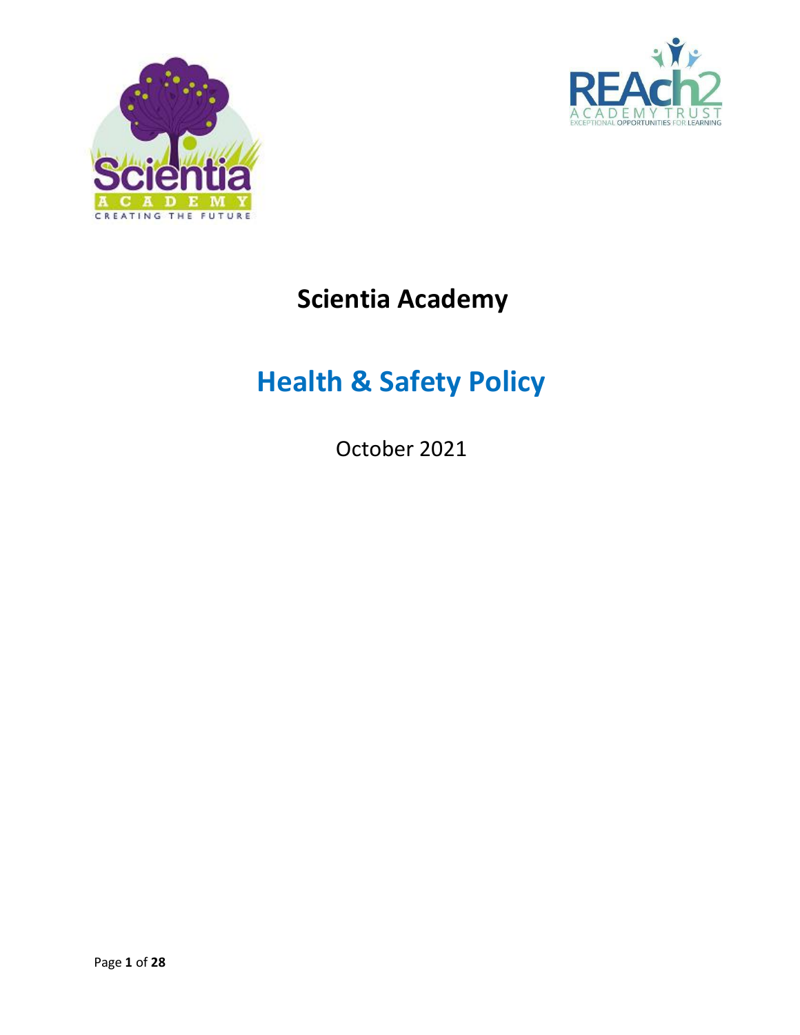# Scientia Academy

# Health & Safety Policy

October 2021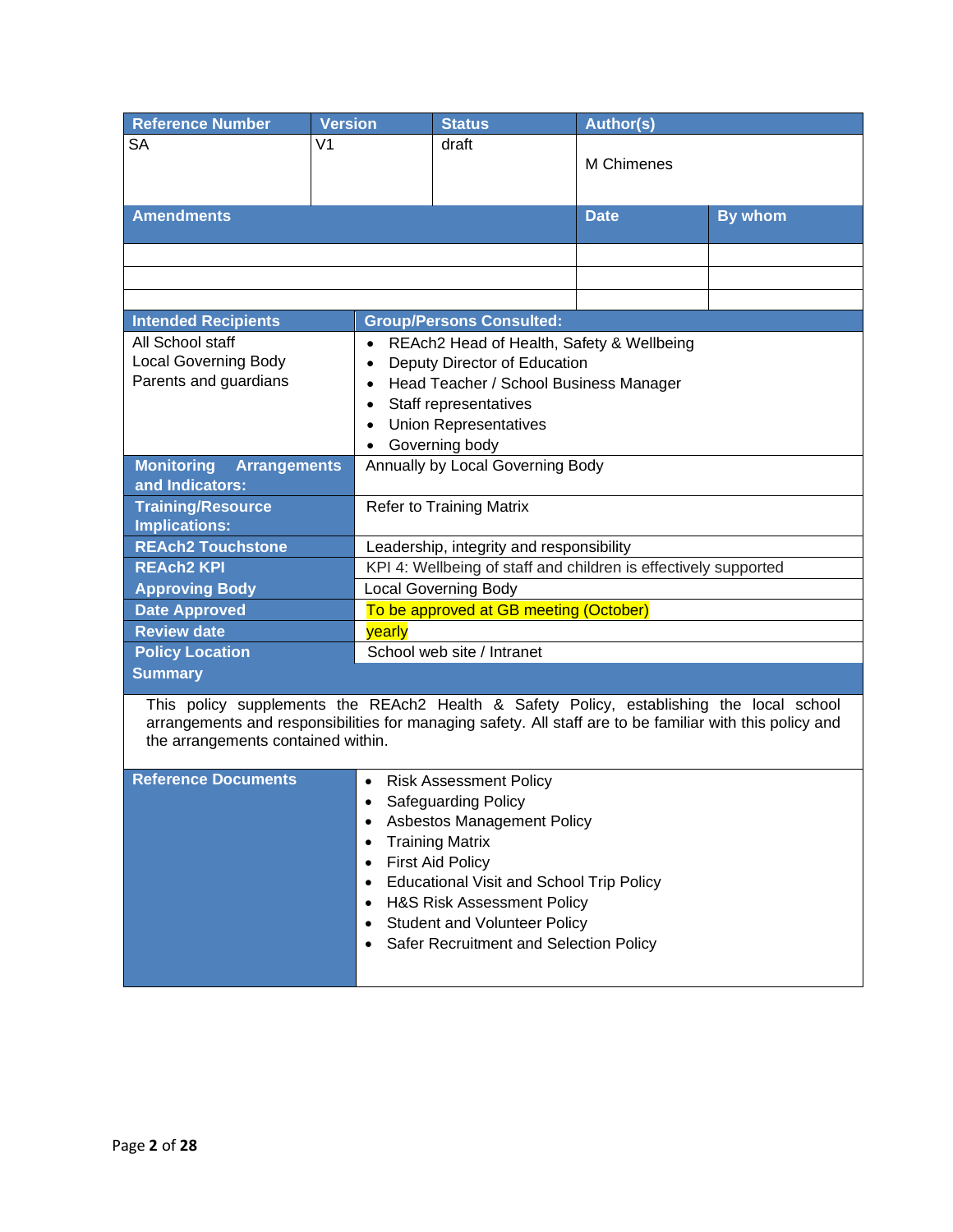| Reference Number | Version | Status | Author(s) |
|---|---|---|---|
| SA | V1 | draft | M Chimenes |

| Amendments | Date | By whom |
|---|---|---|
| | | |
| | | |
| | | |

| Intended Recipients | Group/Persons Consulted: |
|---|---|
| All School staff<br>Local Governing Body<br>Parents and guardians | • REAch2 Head of Health, Safety & Wellbeing<br>• Deputy Director of Education<br>• Head Teacher / School Business Manager<br>• Staff representatives<br>• Union Representatives<br>• Governing body |
| **Monitoring Arrangements and Indicators:** | Annually by Local Governing Body |
| **Training/Resource Implications:** | Refer to Training Matrix |
| **REAch2 Touchstone** | Leadership, integrity and responsibility |
| **REAch2 KPI** | KPI 4: Wellbeing of staff and children is effectively supported |
| **Approving Body** | Local Governing Body |
| **Date Approved** | To be approved at GB meeting (October) |
| **Review date** | yearly |
| **Policy Location** | School web site / Intranet |

**Summary**

This policy supplements the REAch2 Health & Safety Policy, establishing the local school arrangements and responsibilities for managing safety. All staff are to be familiar with this policy and the arrangements contained within.

| Reference Documents | |
|---|---|
| | • Risk Assessment Policy<br>• Safeguarding Policy<br>• Asbestos Management Policy<br>• Training Matrix<br>• First Aid Policy<br>• Educational Visit and School Trip Policy<br>• H&S Risk Assessment Policy<br>• Student and Volunteer Policy<br>• Safer Recruitment and Selection Policy |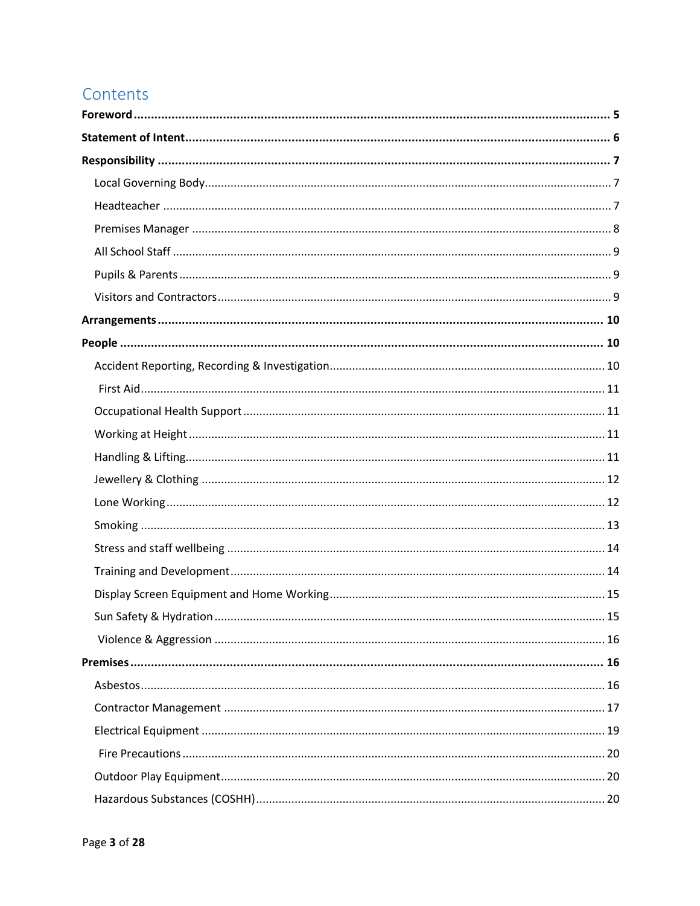# Contents

**Foreword** ........ 5

**Statement of Intent** ........ 6

**Responsibility** ........ 7

- Local Governing Body ........ 7
- Headteacher ........ 7
- Premises Manager ........ 8
- All School Staff ........ 9
- Pupils & Parents ........ 9
- Visitors and Contractors ........ 9

**Arrangements** ........ 10

**People** ........ 10

- Accident Reporting, Recording & Investigation ........ 10
- First Aid ........ 11
- Occupational Health Support ........ 11
- Working at Height ........ 11
- Handling & Lifting ........ 11
- Jewellery & Clothing ........ 12
- Lone Working ........ 12
- Smoking ........ 13
- Stress and staff wellbeing ........ 14
- Training and Development ........ 14
- Display Screen Equipment and Home Working ........ 15
- Sun Safety & Hydration ........ 15
- Violence & Aggression ........ 16

**Premises** ........ 16

- Asbestos ........ 16
- Contractor Management ........ 17
- Electrical Equipment ........ 19
- Fire Precautions ........ 20
- Outdoor Play Equipment ........ 20
- Hazardous Substances (COSHH) ........ 20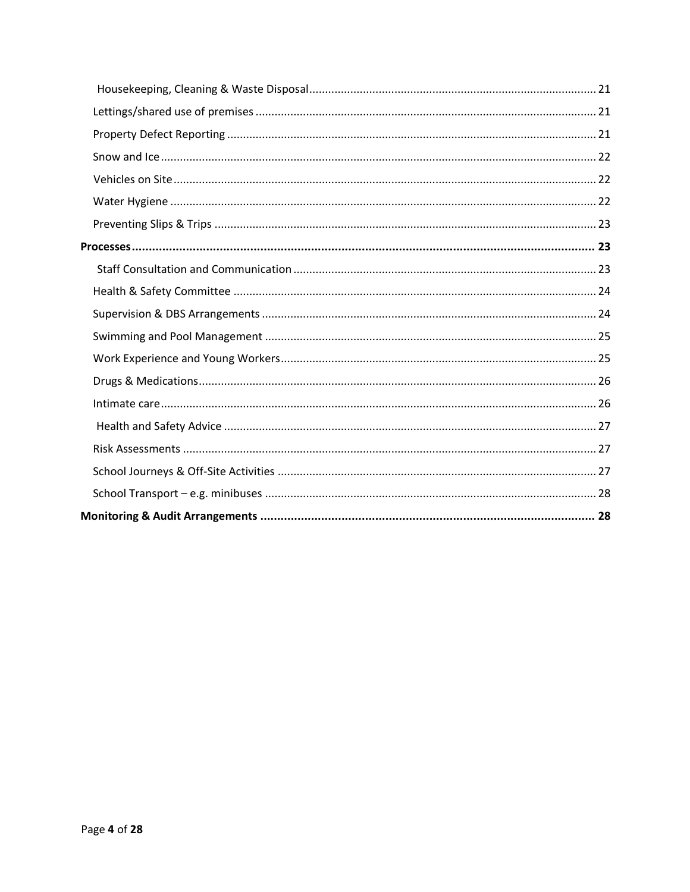Housekeeping, Cleaning & Waste Disposal ..... 21
Lettings/shared use of premises ..... 21
Property Defect Reporting ..... 21
Snow and Ice ..... 22
Vehicles on Site ..... 22
Water Hygiene ..... 22
Preventing Slips & Trips ..... 23

**Processes ..... 23**

Staff Consultation and Communication ..... 23
Health & Safety Committee ..... 24
Supervision & DBS Arrangements ..... 24
Swimming and Pool Management ..... 25
Work Experience and Young Workers ..... 25
Drugs & Medications ..... 26
Intimate care ..... 26
Health and Safety Advice ..... 27
Risk Assessments ..... 27
School Journeys & Off-Site Activities ..... 27
School Transport – e.g. minibuses ..... 28

**Monitoring & Audit Arrangements ..... 28**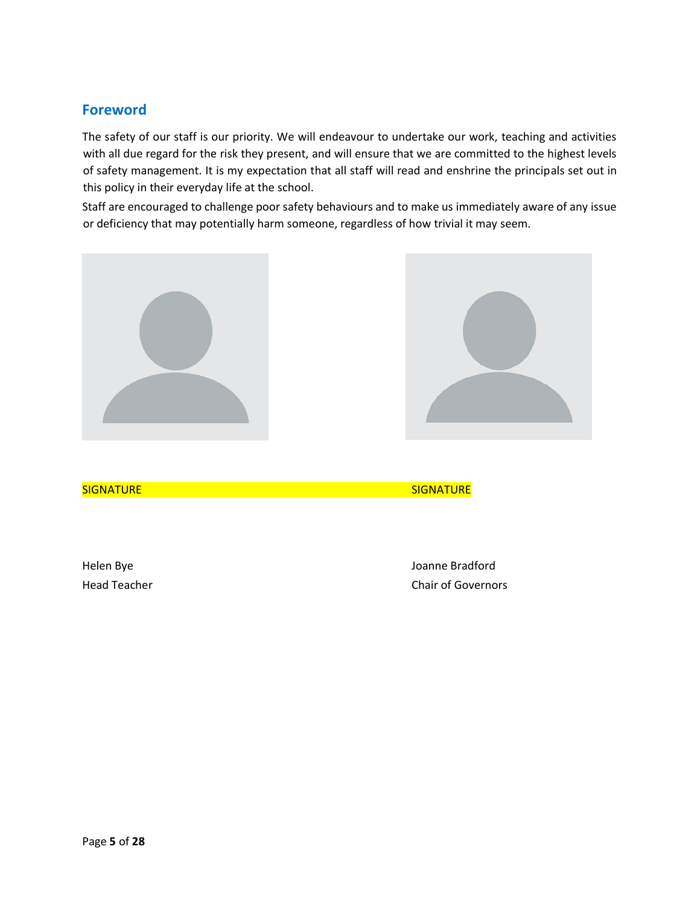## Foreword

The safety of our staff is our priority. We will endeavour to undertake our work, teaching and activities with all due regard for the risk they present, and will ensure that we are committed to the highest levels of safety management. It is my expectation that all staff will read and enshrine the principals set out in this policy in their everyday life at the school.

Staff are encouraged to challenge poor safety behaviours and to make us immediately aware of any issue or deficiency that may potentially harm someone, regardless of how trivial it may seem.

SIGNATURE

Helen Bye
Head Teacher

SIGNATURE

Joanne Bradford
Chair of Governors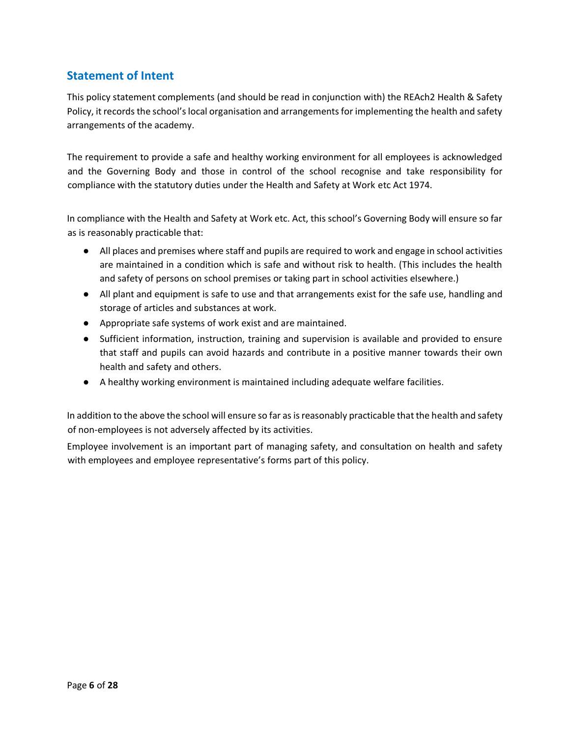## Statement of Intent

This policy statement complements (and should be read in conjunction with) the REAch2 Health & Safety Policy, it records the school's local organisation and arrangements for implementing the health and safety arrangements of the academy.

The requirement to provide a safe and healthy working environment for all employees is acknowledged and the Governing Body and those in control of the school recognise and take responsibility for compliance with the statutory duties under the Health and Safety at Work etc Act 1974.

In compliance with the Health and Safety at Work etc. Act, this school's Governing Body will ensure so far as is reasonably practicable that:

- All places and premises where staff and pupils are required to work and engage in school activities are maintained in a condition which is safe and without risk to health. (This includes the health and safety of persons on school premises or taking part in school activities elsewhere.)
- All plant and equipment is safe to use and that arrangements exist for the safe use, handling and storage of articles and substances at work.
- Appropriate safe systems of work exist and are maintained.
- Sufficient information, instruction, training and supervision is available and provided to ensure that staff and pupils can avoid hazards and contribute in a positive manner towards their own health and safety and others.
- A healthy working environment is maintained including adequate welfare facilities.

In addition to the above the school will ensure so far as is reasonably practicable that the health and safety of non-employees is not adversely affected by its activities.

Employee involvement is an important part of managing safety, and consultation on health and safety with employees and employee representative's forms part of this policy.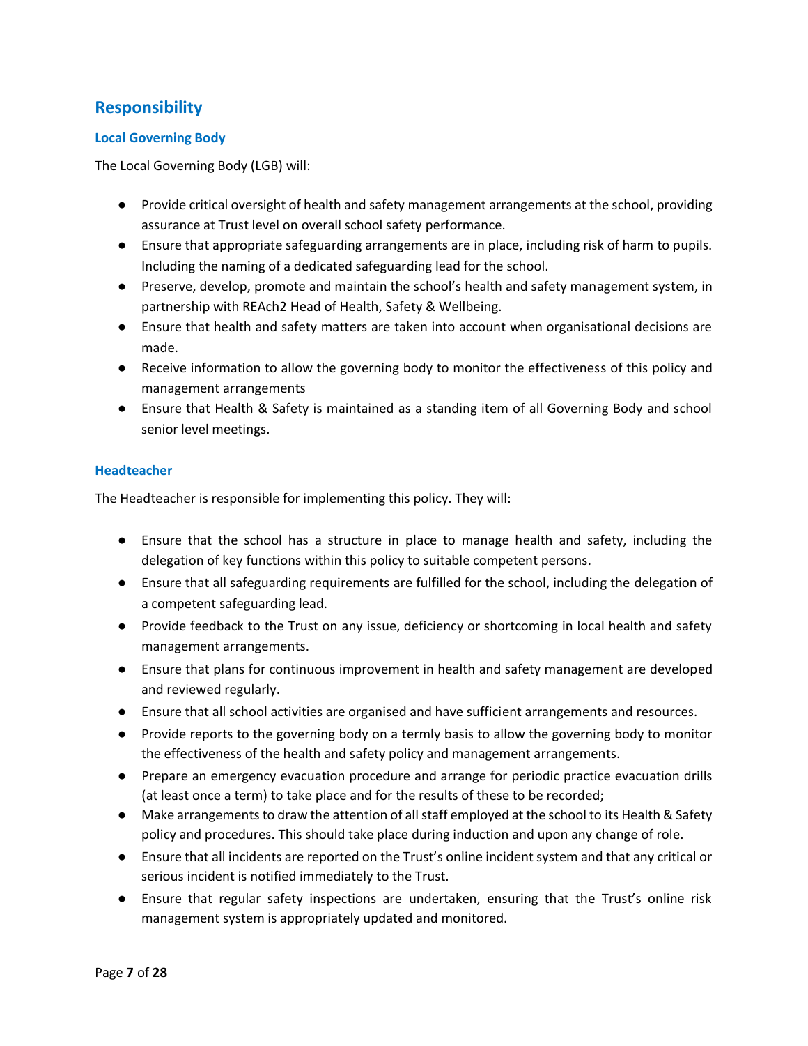## Responsibility

### Local Governing Body

The Local Governing Body (LGB) will:

- Provide critical oversight of health and safety management arrangements at the school, providing assurance at Trust level on overall school safety performance.
- Ensure that appropriate safeguarding arrangements are in place, including risk of harm to pupils. Including the naming of a dedicated safeguarding lead for the school.
- Preserve, develop, promote and maintain the school's health and safety management system, in partnership with REAch2 Head of Health, Safety & Wellbeing.
- Ensure that health and safety matters are taken into account when organisational decisions are made.
- Receive information to allow the governing body to monitor the effectiveness of this policy and management arrangements
- Ensure that Health & Safety is maintained as a standing item of all Governing Body and school senior level meetings.

### Headteacher

The Headteacher is responsible for implementing this policy. They will:

- Ensure that the school has a structure in place to manage health and safety, including the delegation of key functions within this policy to suitable competent persons.
- Ensure that all safeguarding requirements are fulfilled for the school, including the delegation of a competent safeguarding lead.
- Provide feedback to the Trust on any issue, deficiency or shortcoming in local health and safety management arrangements.
- Ensure that plans for continuous improvement in health and safety management are developed and reviewed regularly.
- Ensure that all school activities are organised and have sufficient arrangements and resources.
- Provide reports to the governing body on a termly basis to allow the governing body to monitor the effectiveness of the health and safety policy and management arrangements.
- Prepare an emergency evacuation procedure and arrange for periodic practice evacuation drills (at least once a term) to take place and for the results of these to be recorded;
- Make arrangements to draw the attention of all staff employed at the school to its Health & Safety policy and procedures. This should take place during induction and upon any change of role.
- Ensure that all incidents are reported on the Trust's online incident system and that any critical or serious incident is notified immediately to the Trust.
- Ensure that regular safety inspections are undertaken, ensuring that the Trust's online risk management system is appropriately updated and monitored.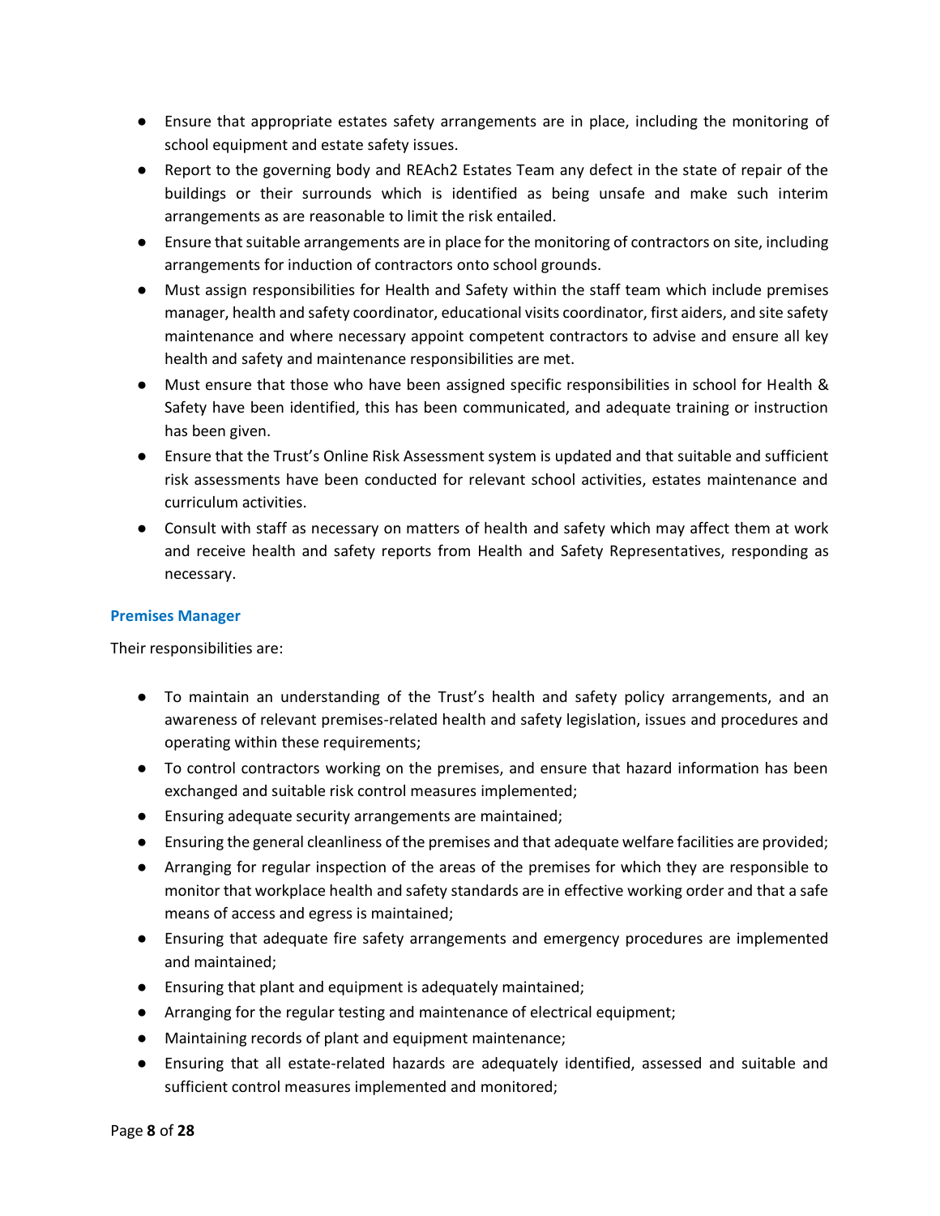- Ensure that appropriate estates safety arrangements are in place, including the monitoring of school equipment and estate safety issues.
- Report to the governing body and REAch2 Estates Team any defect in the state of repair of the buildings or their surrounds which is identified as being unsafe and make such interim arrangements as are reasonable to limit the risk entailed.
- Ensure that suitable arrangements are in place for the monitoring of contractors on site, including arrangements for induction of contractors onto school grounds.
- Must assign responsibilities for Health and Safety within the staff team which include premises manager, health and safety coordinator, educational visits coordinator, first aiders, and site safety maintenance and where necessary appoint competent contractors to advise and ensure all key health and safety and maintenance responsibilities are met.
- Must ensure that those who have been assigned specific responsibilities in school for Health & Safety have been identified, this has been communicated, and adequate training or instruction has been given.
- Ensure that the Trust's Online Risk Assessment system is updated and that suitable and sufficient risk assessments have been conducted for relevant school activities, estates maintenance and curriculum activities.
- Consult with staff as necessary on matters of health and safety which may affect them at work and receive health and safety reports from Health and Safety Representatives, responding as necessary.

### Premises Manager

Their responsibilities are:

- To maintain an understanding of the Trust's health and safety policy arrangements, and an awareness of relevant premises-related health and safety legislation, issues and procedures and operating within these requirements;
- To control contractors working on the premises, and ensure that hazard information has been exchanged and suitable risk control measures implemented;
- Ensuring adequate security arrangements are maintained;
- Ensuring the general cleanliness of the premises and that adequate welfare facilities are provided;
- Arranging for regular inspection of the areas of the premises for which they are responsible to monitor that workplace health and safety standards are in effective working order and that a safe means of access and egress is maintained;
- Ensuring that adequate fire safety arrangements and emergency procedures are implemented and maintained;
- Ensuring that plant and equipment is adequately maintained;
- Arranging for the regular testing and maintenance of electrical equipment;
- Maintaining records of plant and equipment maintenance;
- Ensuring that all estate-related hazards are adequately identified, assessed and suitable and sufficient control measures implemented and monitored;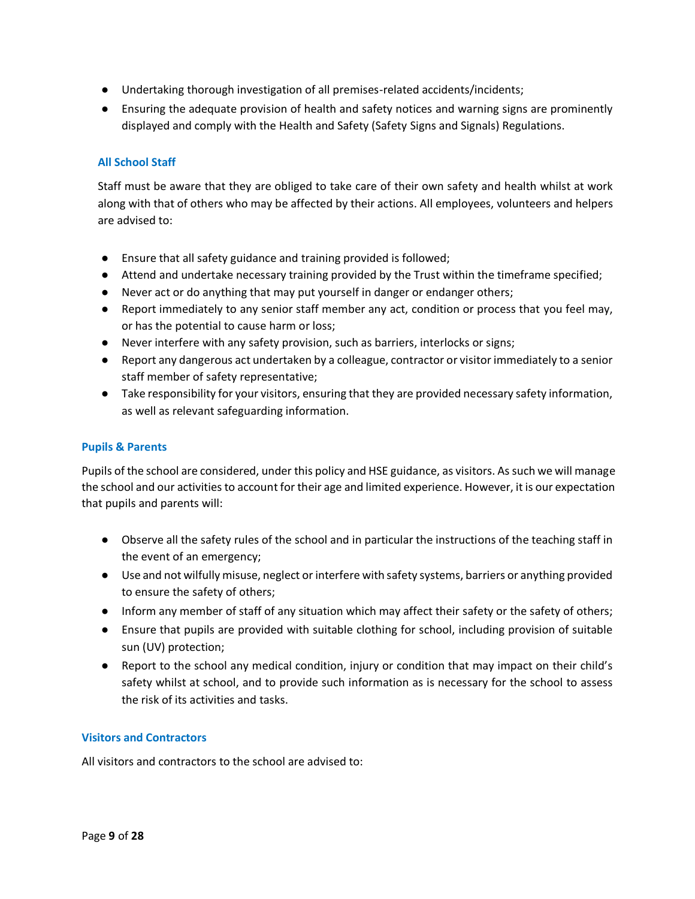- Undertaking thorough investigation of all premises-related accidents/incidents;
- Ensuring the adequate provision of health and safety notices and warning signs are prominently displayed and comply with the Health and Safety (Safety Signs and Signals) Regulations.

### All School Staff

Staff must be aware that they are obliged to take care of their own safety and health whilst at work along with that of others who may be affected by their actions. All employees, volunteers and helpers are advised to:

- Ensure that all safety guidance and training provided is followed;
- Attend and undertake necessary training provided by the Trust within the timeframe specified;
- Never act or do anything that may put yourself in danger or endanger others;
- Report immediately to any senior staff member any act, condition or process that you feel may, or has the potential to cause harm or loss;
- Never interfere with any safety provision, such as barriers, interlocks or signs;
- Report any dangerous act undertaken by a colleague, contractor or visitor immediately to a senior staff member of safety representative;
- Take responsibility for your visitors, ensuring that they are provided necessary safety information, as well as relevant safeguarding information.

### Pupils & Parents

Pupils of the school are considered, under this policy and HSE guidance, as visitors. As such we will manage the school and our activities to account for their age and limited experience. However, it is our expectation that pupils and parents will:

- Observe all the safety rules of the school and in particular the instructions of the teaching staff in the event of an emergency;
- Use and not wilfully misuse, neglect or interfere with safety systems, barriers or anything provided to ensure the safety of others;
- Inform any member of staff of any situation which may affect their safety or the safety of others;
- Ensure that pupils are provided with suitable clothing for school, including provision of suitable sun (UV) protection;
- Report to the school any medical condition, injury or condition that may impact on their child's safety whilst at school, and to provide such information as is necessary for the school to assess the risk of its activities and tasks.

### Visitors and Contractors

All visitors and contractors to the school are advised to: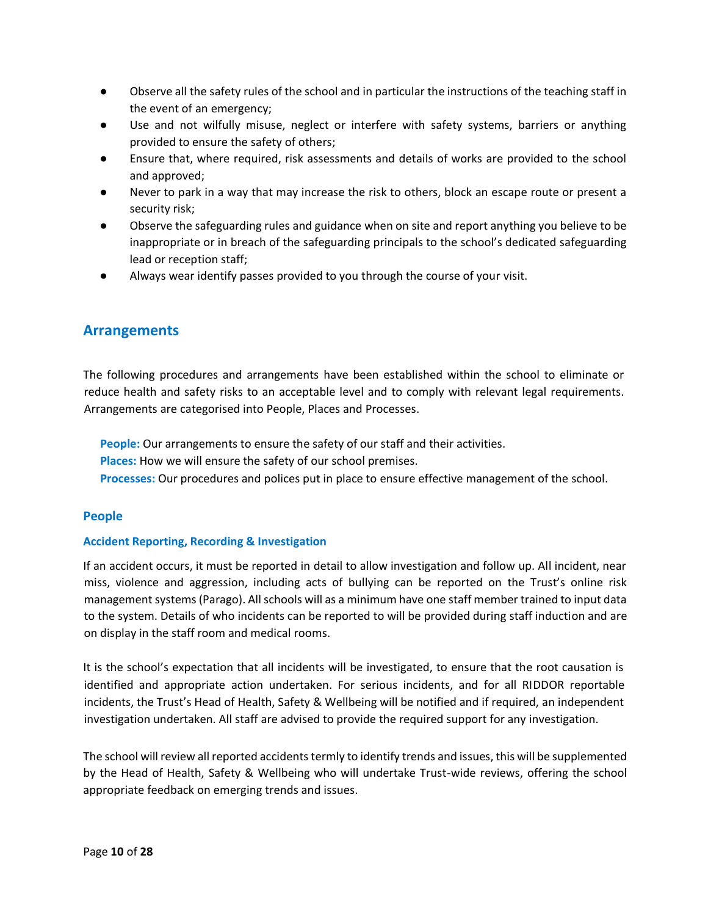- Observe all the safety rules of the school and in particular the instructions of the teaching staff in the event of an emergency;
- Use and not wilfully misuse, neglect or interfere with safety systems, barriers or anything provided to ensure the safety of others;
- Ensure that, where required, risk assessments and details of works are provided to the school and approved;
- Never to park in a way that may increase the risk to others, block an escape route or present a security risk;
- Observe the safeguarding rules and guidance when on site and report anything you believe to be inappropriate or in breach of the safeguarding principals to the school's dedicated safeguarding lead or reception staff;
- Always wear identify passes provided to you through the course of your visit.

## Arrangements

The following procedures and arrangements have been established within the school to eliminate or reduce health and safety risks to an acceptable level and to comply with relevant legal requirements. Arrangements are categorised into People, Places and Processes.

**People:** Our arrangements to ensure the safety of our staff and their activities.
**Places:** How we will ensure the safety of our school premises.
**Processes:** Our procedures and polices put in place to ensure effective management of the school.

### People

#### Accident Reporting, Recording & Investigation

If an accident occurs, it must be reported in detail to allow investigation and follow up. All incident, near miss, violence and aggression, including acts of bullying can be reported on the Trust's online risk management systems (Parago). All schools will as a minimum have one staff member trained to input data to the system. Details of who incidents can be reported to will be provided during staff induction and are on display in the staff room and medical rooms.

It is the school's expectation that all incidents will be investigated, to ensure that the root causation is identified and appropriate action undertaken. For serious incidents, and for all RIDDOR reportable incidents, the Trust's Head of Health, Safety & Wellbeing will be notified and if required, an independent investigation undertaken. All staff are advised to provide the required support for any investigation.

The school will review all reported accidents termly to identify trends and issues, this will be supplemented by the Head of Health, Safety & Wellbeing who will undertake Trust-wide reviews, offering the school appropriate feedback on emerging trends and issues.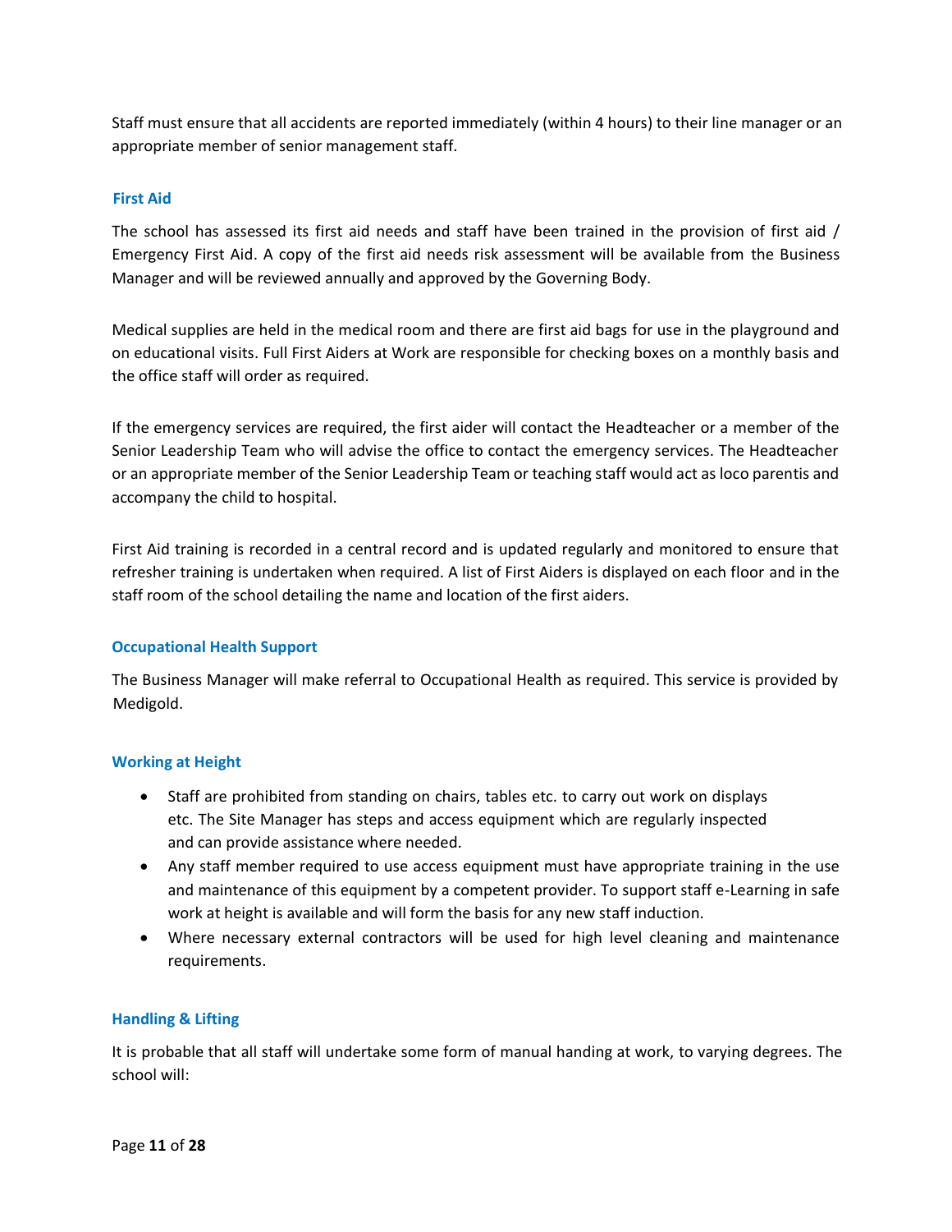Staff must ensure that all accidents are reported immediately (within 4 hours) to their line manager or an appropriate member of senior management staff.

### First Aid

The school has assessed its first aid needs and staff have been trained in the provision of first aid / Emergency First Aid. A copy of the first aid needs risk assessment will be available from the Business Manager and will be reviewed annually and approved by the Governing Body.

Medical supplies are held in the medical room and there are first aid bags for use in the playground and on educational visits. Full First Aiders at Work are responsible for checking boxes on a monthly basis and the office staff will order as required.

If the emergency services are required, the first aider will contact the Headteacher or a member of the Senior Leadership Team who will advise the office to contact the emergency services. The Headteacher or an appropriate member of the Senior Leadership Team or teaching staff would act as loco parentis and accompany the child to hospital.

First Aid training is recorded in a central record and is updated regularly and monitored to ensure that refresher training is undertaken when required. A list of First Aiders is displayed on each floor and in the staff room of the school detailing the name and location of the first aiders.

### Occupational Health Support

The Business Manager will make referral to Occupational Health as required. This service is provided by Medigold.

### Working at Height

- Staff are prohibited from standing on chairs, tables etc. to carry out work on displays etc. The Site Manager has steps and access equipment which are regularly inspected and can provide assistance where needed.
- Any staff member required to use access equipment must have appropriate training in the use and maintenance of this equipment by a competent provider. To support staff e-Learning in safe work at height is available and will form the basis for any new staff induction.
- Where necessary external contractors will be used for high level cleaning and maintenance requirements.

### Handling & Lifting

It is probable that all staff will undertake some form of manual handing at work, to varying degrees. The school will: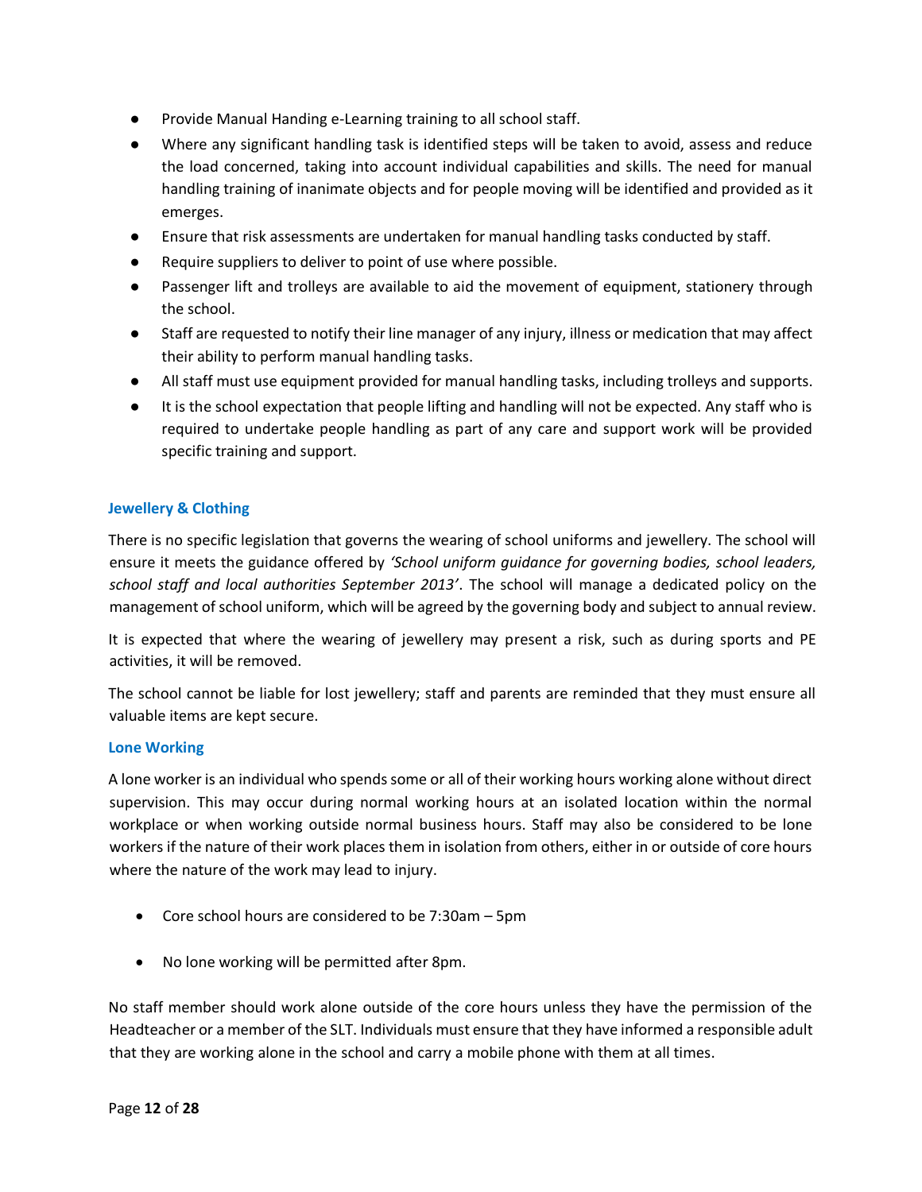- Provide Manual Handing e-Learning training to all school staff.
- Where any significant handling task is identified steps will be taken to avoid, assess and reduce the load concerned, taking into account individual capabilities and skills. The need for manual handling training of inanimate objects and for people moving will be identified and provided as it emerges.
- Ensure that risk assessments are undertaken for manual handling tasks conducted by staff.
- Require suppliers to deliver to point of use where possible.
- Passenger lift and trolleys are available to aid the movement of equipment, stationery through the school.
- Staff are requested to notify their line manager of any injury, illness or medication that may affect their ability to perform manual handling tasks.
- All staff must use equipment provided for manual handling tasks, including trolleys and supports.
- It is the school expectation that people lifting and handling will not be expected. Any staff who is required to undertake people handling as part of any care and support work will be provided specific training and support.

### Jewellery & Clothing

There is no specific legislation that governs the wearing of school uniforms and jewellery. The school will ensure it meets the guidance offered by *'School uniform guidance for governing bodies, school leaders, school staff and local authorities September 2013'*. The school will manage a dedicated policy on the management of school uniform, which will be agreed by the governing body and subject to annual review.

It is expected that where the wearing of jewellery may present a risk, such as during sports and PE activities, it will be removed.

The school cannot be liable for lost jewellery; staff and parents are reminded that they must ensure all valuable items are kept secure.

### Lone Working

A lone worker is an individual who spends some or all of their working hours working alone without direct supervision. This may occur during normal working hours at an isolated location within the normal workplace or when working outside normal business hours. Staff may also be considered to be lone workers if the nature of their work places them in isolation from others, either in or outside of core hours where the nature of the work may lead to injury.

- Core school hours are considered to be 7:30am – 5pm
- No lone working will be permitted after 8pm.

No staff member should work alone outside of the core hours unless they have the permission of the Headteacher or a member of the SLT. Individuals must ensure that they have informed a responsible adult that they are working alone in the school and carry a mobile phone with them at all times.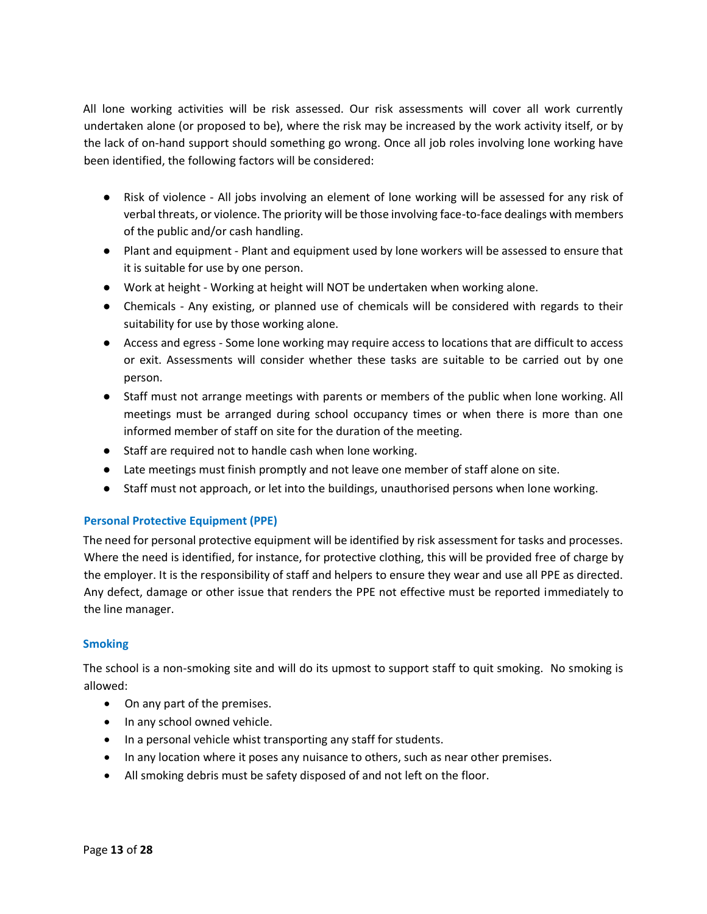All lone working activities will be risk assessed. Our risk assessments will cover all work currently undertaken alone (or proposed to be), where the risk may be increased by the work activity itself, or by the lack of on-hand support should something go wrong. Once all job roles involving lone working have been identified, the following factors will be considered:

- Risk of violence - All jobs involving an element of lone working will be assessed for any risk of verbal threats, or violence. The priority will be those involving face-to-face dealings with members of the public and/or cash handling.
- Plant and equipment - Plant and equipment used by lone workers will be assessed to ensure that it is suitable for use by one person.
- Work at height - Working at height will NOT be undertaken when working alone.
- Chemicals - Any existing, or planned use of chemicals will be considered with regards to their suitability for use by those working alone.
- Access and egress - Some lone working may require access to locations that are difficult to access or exit. Assessments will consider whether these tasks are suitable to be carried out by one person.
- Staff must not arrange meetings with parents or members of the public when lone working. All meetings must be arranged during school occupancy times or when there is more than one informed member of staff on site for the duration of the meeting.
- Staff are required not to handle cash when lone working.
- Late meetings must finish promptly and not leave one member of staff alone on site.
- Staff must not approach, or let into the buildings, unauthorised persons when lone working.

### Personal Protective Equipment (PPE)

The need for personal protective equipment will be identified by risk assessment for tasks and processes. Where the need is identified, for instance, for protective clothing, this will be provided free of charge by the employer. It is the responsibility of staff and helpers to ensure they wear and use all PPE as directed. Any defect, damage or other issue that renders the PPE not effective must be reported immediately to the line manager.

### Smoking

The school is a non-smoking site and will do its upmost to support staff to quit smoking. No smoking is allowed:

- On any part of the premises.
- In any school owned vehicle.
- In a personal vehicle whist transporting any staff for students.
- In any location where it poses any nuisance to others, such as near other premises.
- All smoking debris must be safety disposed of and not left on the floor.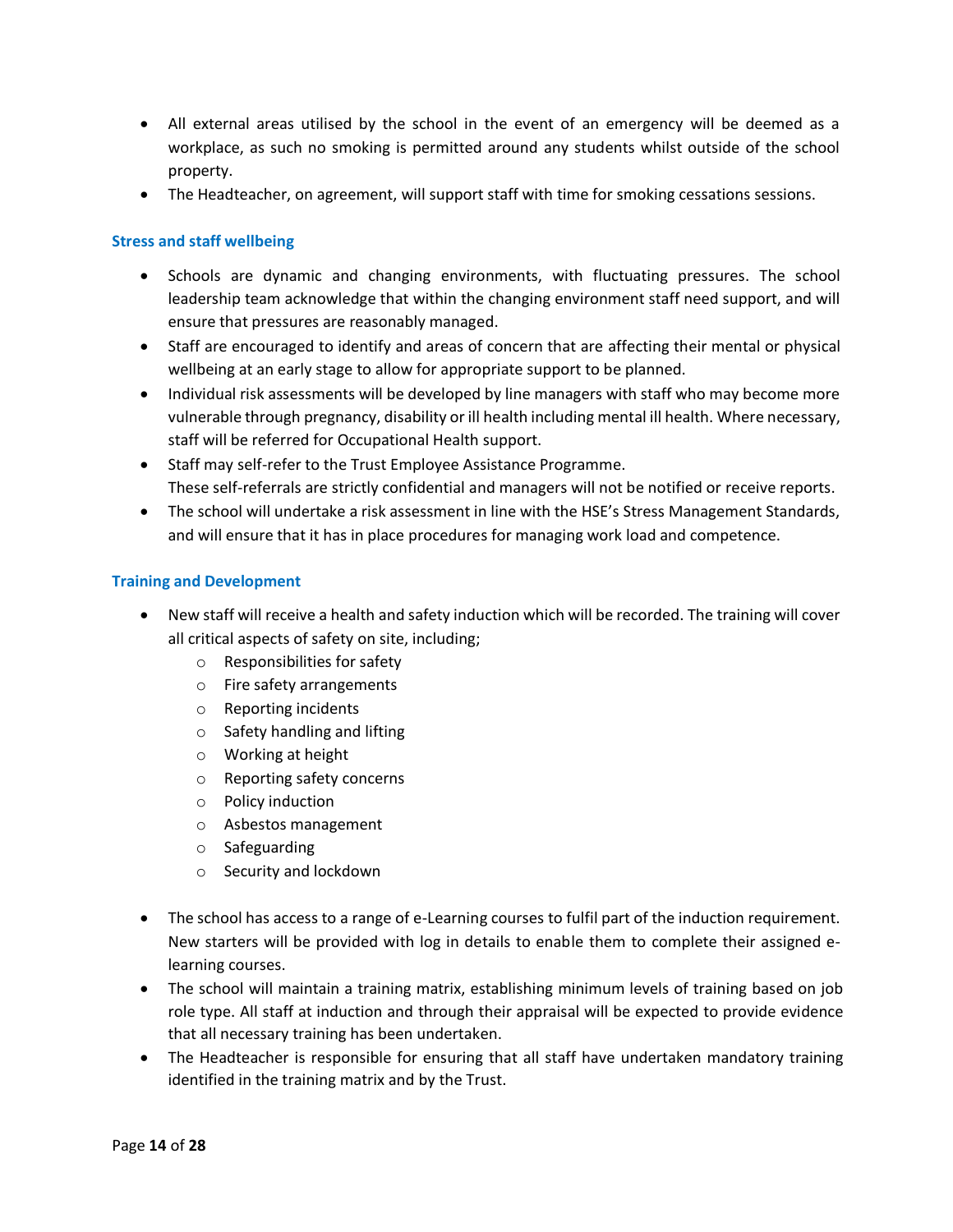- All external areas utilised by the school in the event of an emergency will be deemed as a workplace, as such no smoking is permitted around any students whilst outside of the school property.
- The Headteacher, on agreement, will support staff with time for smoking cessations sessions.

### Stress and staff wellbeing

- Schools are dynamic and changing environments, with fluctuating pressures. The school leadership team acknowledge that within the changing environment staff need support, and will ensure that pressures are reasonably managed.
- Staff are encouraged to identify and areas of concern that are affecting their mental or physical wellbeing at an early stage to allow for appropriate support to be planned.
- Individual risk assessments will be developed by line managers with staff who may become more vulnerable through pregnancy, disability or ill health including mental ill health. Where necessary, staff will be referred for Occupational Health support.
- Staff may self-refer to the Trust Employee Assistance Programme.
  These self-referrals are strictly confidential and managers will not be notified or receive reports.
- The school will undertake a risk assessment in line with the HSE's Stress Management Standards, and will ensure that it has in place procedures for managing work load and competence.

### Training and Development

- New staff will receive a health and safety induction which will be recorded. The training will cover all critical aspects of safety on site, including;
  - Responsibilities for safety
  - Fire safety arrangements
  - Reporting incidents
  - Safety handling and lifting
  - Working at height
  - Reporting safety concerns
  - Policy induction
  - Asbestos management
  - Safeguarding
  - Security and lockdown
- The school has access to a range of e-Learning courses to fulfil part of the induction requirement. New starters will be provided with log in details to enable them to complete their assigned e-learning courses.
- The school will maintain a training matrix, establishing minimum levels of training based on job role type. All staff at induction and through their appraisal will be expected to provide evidence that all necessary training has been undertaken.
- The Headteacher is responsible for ensuring that all staff have undertaken mandatory training identified in the training matrix and by the Trust.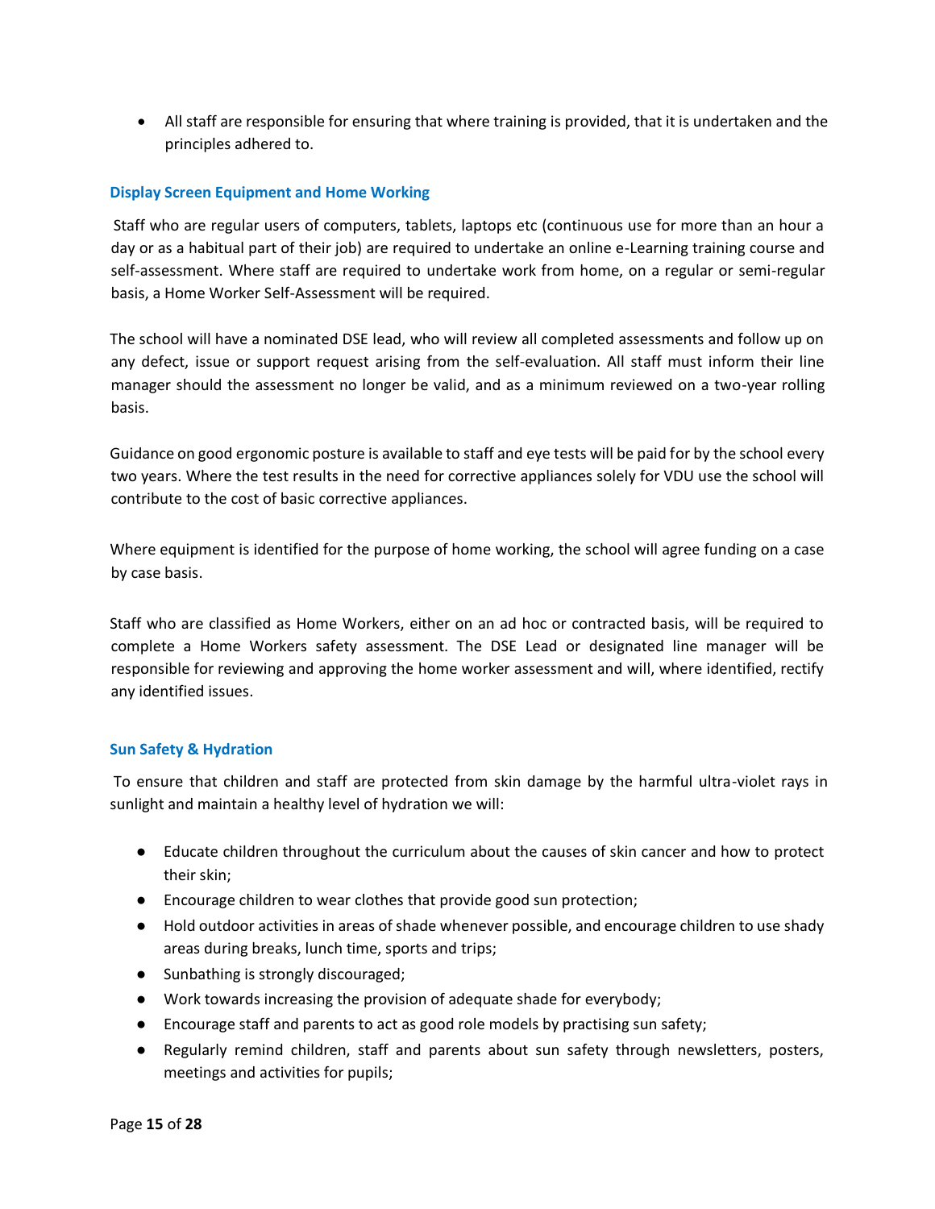- All staff are responsible for ensuring that where training is provided, that it is undertaken and the principles adhered to.

### Display Screen Equipment and Home Working

Staff who are regular users of computers, tablets, laptops etc (continuous use for more than an hour a day or as a habitual part of their job) are required to undertake an online e-Learning training course and self-assessment. Where staff are required to undertake work from home, on a regular or semi-regular basis, a Home Worker Self-Assessment will be required.

The school will have a nominated DSE lead, who will review all completed assessments and follow up on any defect, issue or support request arising from the self-evaluation. All staff must inform their line manager should the assessment no longer be valid, and as a minimum reviewed on a two-year rolling basis.

Guidance on good ergonomic posture is available to staff and eye tests will be paid for by the school every two years. Where the test results in the need for corrective appliances solely for VDU use the school will contribute to the cost of basic corrective appliances.

Where equipment is identified for the purpose of home working, the school will agree funding on a case by case basis.

Staff who are classified as Home Workers, either on an ad hoc or contracted basis, will be required to complete a Home Workers safety assessment. The DSE Lead or designated line manager will be responsible for reviewing and approving the home worker assessment and will, where identified, rectify any identified issues.

### Sun Safety & Hydration

To ensure that children and staff are protected from skin damage by the harmful ultra-violet rays in sunlight and maintain a healthy level of hydration we will:

- Educate children throughout the curriculum about the causes of skin cancer and how to protect their skin;
- Encourage children to wear clothes that provide good sun protection;
- Hold outdoor activities in areas of shade whenever possible, and encourage children to use shady areas during breaks, lunch time, sports and trips;
- Sunbathing is strongly discouraged;
- Work towards increasing the provision of adequate shade for everybody;
- Encourage staff and parents to act as good role models by practising sun safety;
- Regularly remind children, staff and parents about sun safety through newsletters, posters, meetings and activities for pupils;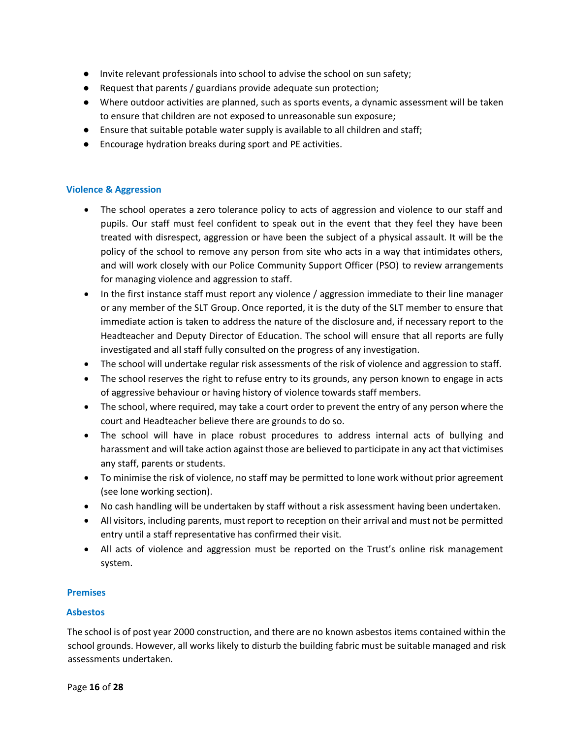- Invite relevant professionals into school to advise the school on sun safety;
- Request that parents / guardians provide adequate sun protection;
- Where outdoor activities are planned, such as sports events, a dynamic assessment will be taken to ensure that children are not exposed to unreasonable sun exposure;
- Ensure that suitable potable water supply is available to all children and staff;
- Encourage hydration breaks during sport and PE activities.

### Violence & Aggression

- The school operates a zero tolerance policy to acts of aggression and violence to our staff and pupils. Our staff must feel confident to speak out in the event that they feel they have been treated with disrespect, aggression or have been the subject of a physical assault. It will be the policy of the school to remove any person from site who acts in a way that intimidates others, and will work closely with our Police Community Support Officer (PSO) to review arrangements for managing violence and aggression to staff.
- In the first instance staff must report any violence / aggression immediate to their line manager or any member of the SLT Group. Once reported, it is the duty of the SLT member to ensure that immediate action is taken to address the nature of the disclosure and, if necessary report to the Headteacher and Deputy Director of Education. The school will ensure that all reports are fully investigated and all staff fully consulted on the progress of any investigation.
- The school will undertake regular risk assessments of the risk of violence and aggression to staff.
- The school reserves the right to refuse entry to its grounds, any person known to engage in acts of aggressive behaviour or having history of violence towards staff members.
- The school, where required, may take a court order to prevent the entry of any person where the court and Headteacher believe there are grounds to do so.
- The school will have in place robust procedures to address internal acts of bullying and harassment and will take action against those are believed to participate in any act that victimises any staff, parents or students.
- To minimise the risk of violence, no staff may be permitted to lone work without prior agreement (see lone working section).
- No cash handling will be undertaken by staff without a risk assessment having been undertaken.
- All visitors, including parents, must report to reception on their arrival and must not be permitted entry until a staff representative has confirmed their visit.
- All acts of violence and aggression must be reported on the Trust's online risk management system.

### Premises

### Asbestos

The school is of post year 2000 construction, and there are no known asbestos items contained within the school grounds. However, all works likely to disturb the building fabric must be suitable managed and risk assessments undertaken.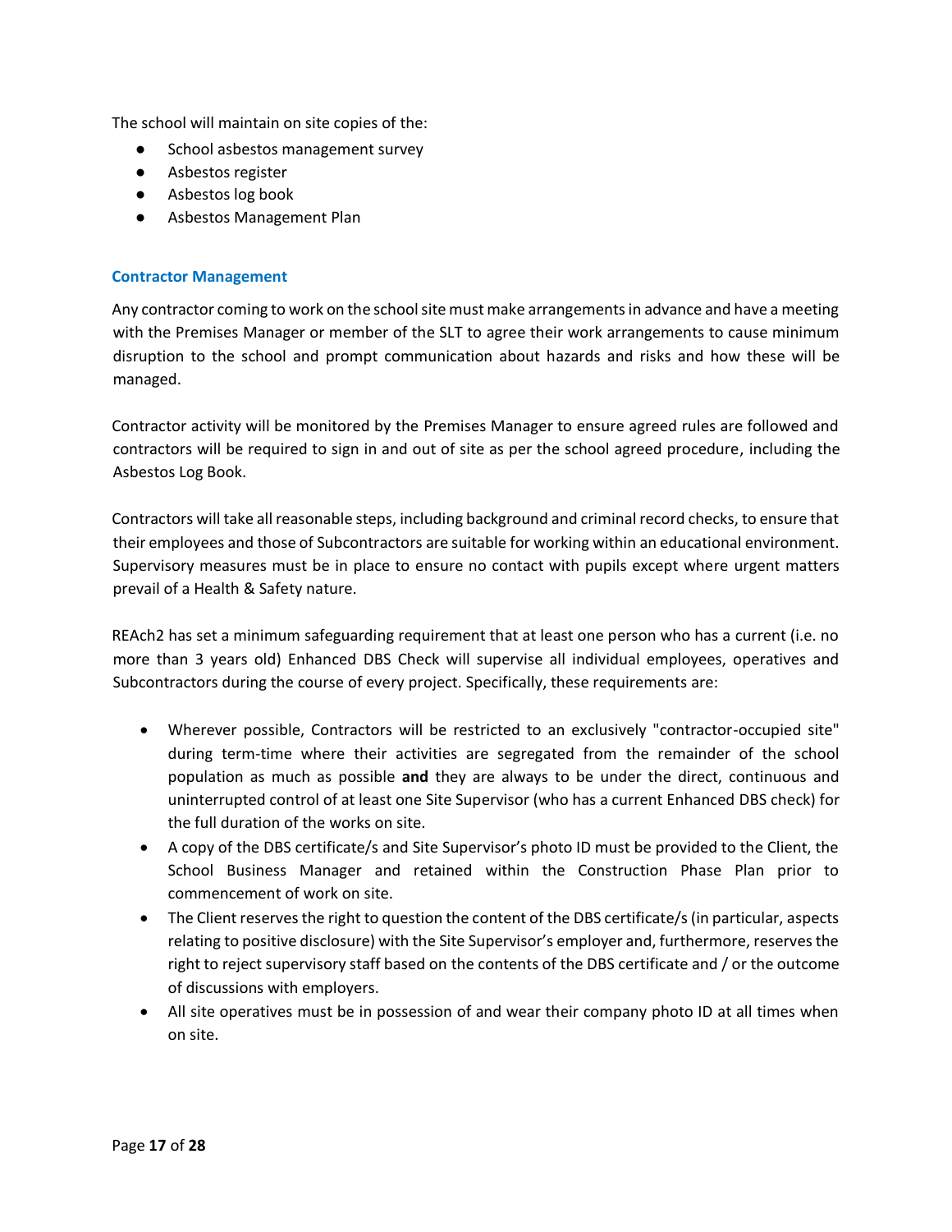The school will maintain on site copies of the:

- School asbestos management survey
- Asbestos register
- Asbestos log book
- Asbestos Management Plan

### Contractor Management

Any contractor coming to work on the school site must make arrangements in advance and have a meeting with the Premises Manager or member of the SLT to agree their work arrangements to cause minimum disruption to the school and prompt communication about hazards and risks and how these will be managed.

Contractor activity will be monitored by the Premises Manager to ensure agreed rules are followed and contractors will be required to sign in and out of site as per the school agreed procedure, including the Asbestos Log Book.

Contractors will take all reasonable steps, including background and criminal record checks, to ensure that their employees and those of Subcontractors are suitable for working within an educational environment. Supervisory measures must be in place to ensure no contact with pupils except where urgent matters prevail of a Health & Safety nature.

REAch2 has set a minimum safeguarding requirement that at least one person who has a current (i.e. no more than 3 years old) Enhanced DBS Check will supervise all individual employees, operatives and Subcontractors during the course of every project. Specifically, these requirements are:

- Wherever possible, Contractors will be restricted to an exclusively "contractor-occupied site" during term-time where their activities are segregated from the remainder of the school population as much as possible **and** they are always to be under the direct, continuous and uninterrupted control of at least one Site Supervisor (who has a current Enhanced DBS check) for the full duration of the works on site.
- A copy of the DBS certificate/s and Site Supervisor's photo ID must be provided to the Client, the School Business Manager and retained within the Construction Phase Plan prior to commencement of work on site.
- The Client reserves the right to question the content of the DBS certificate/s (in particular, aspects relating to positive disclosure) with the Site Supervisor's employer and, furthermore, reserves the right to reject supervisory staff based on the contents of the DBS certificate and / or the outcome of discussions with employers.
- All site operatives must be in possession of and wear their company photo ID at all times when on site.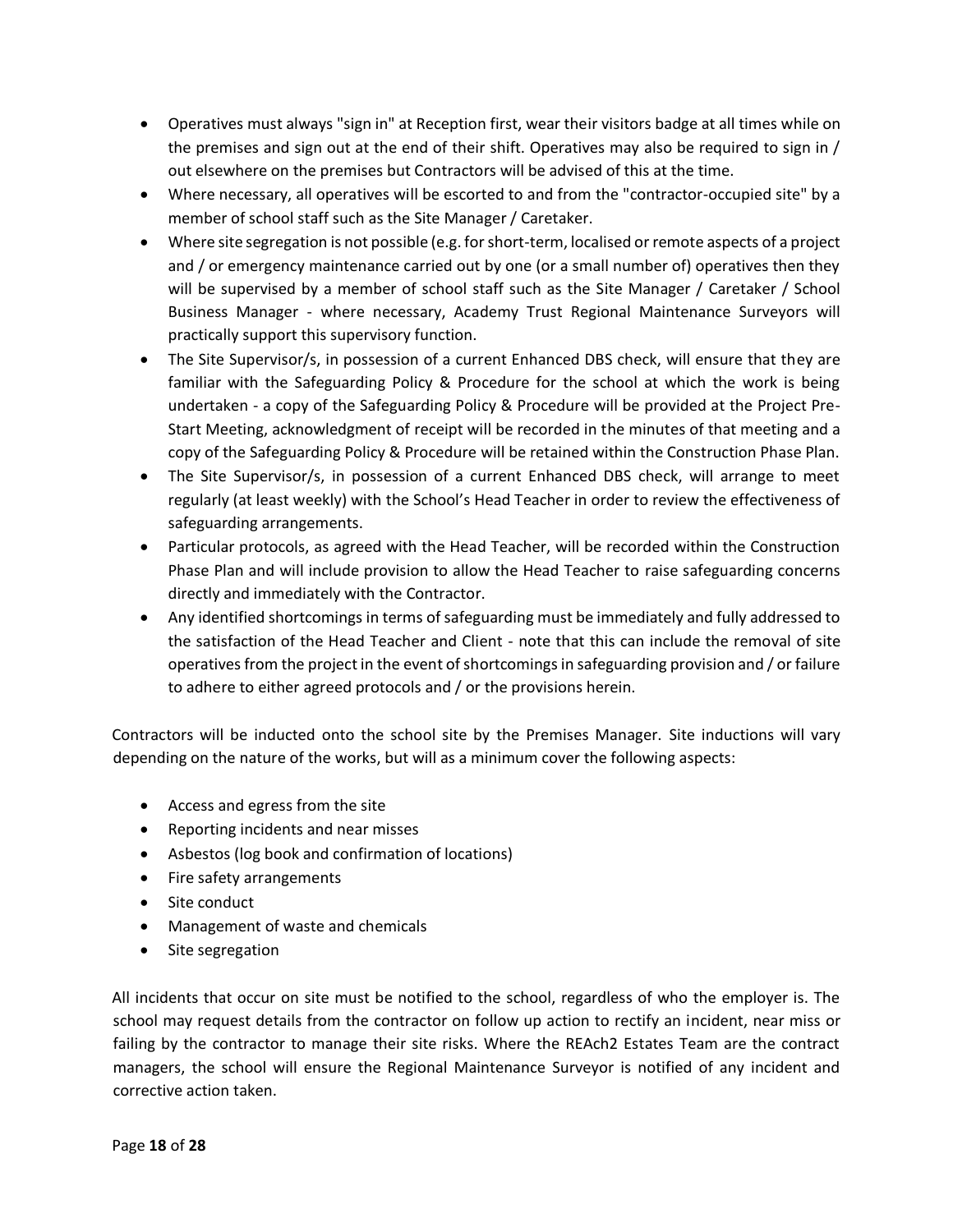- Operatives must always "sign in" at Reception first, wear their visitors badge at all times while on the premises and sign out at the end of their shift. Operatives may also be required to sign in / out elsewhere on the premises but Contractors will be advised of this at the time.
- Where necessary, all operatives will be escorted to and from the "contractor-occupied site" by a member of school staff such as the Site Manager / Caretaker.
- Where site segregation is not possible (e.g. for short-term, localised or remote aspects of a project and / or emergency maintenance carried out by one (or a small number of) operatives then they will be supervised by a member of school staff such as the Site Manager / Caretaker / School Business Manager - where necessary, Academy Trust Regional Maintenance Surveyors will practically support this supervisory function.
- The Site Supervisor/s, in possession of a current Enhanced DBS check, will ensure that they are familiar with the Safeguarding Policy & Procedure for the school at which the work is being undertaken - a copy of the Safeguarding Policy & Procedure will be provided at the Project Pre-Start Meeting, acknowledgment of receipt will be recorded in the minutes of that meeting and a copy of the Safeguarding Policy & Procedure will be retained within the Construction Phase Plan.
- The Site Supervisor/s, in possession of a current Enhanced DBS check, will arrange to meet regularly (at least weekly) with the School's Head Teacher in order to review the effectiveness of safeguarding arrangements.
- Particular protocols, as agreed with the Head Teacher, will be recorded within the Construction Phase Plan and will include provision to allow the Head Teacher to raise safeguarding concerns directly and immediately with the Contractor.
- Any identified shortcomings in terms of safeguarding must be immediately and fully addressed to the satisfaction of the Head Teacher and Client - note that this can include the removal of site operatives from the project in the event of shortcomings in safeguarding provision and / or failure to adhere to either agreed protocols and / or the provisions herein.

Contractors will be inducted onto the school site by the Premises Manager. Site inductions will vary depending on the nature of the works, but will as a minimum cover the following aspects:

- Access and egress from the site
- Reporting incidents and near misses
- Asbestos (log book and confirmation of locations)
- Fire safety arrangements
- Site conduct
- Management of waste and chemicals
- Site segregation

All incidents that occur on site must be notified to the school, regardless of who the employer is. The school may request details from the contractor on follow up action to rectify an incident, near miss or failing by the contractor to manage their site risks. Where the REAch2 Estates Team are the contract managers, the school will ensure the Regional Maintenance Surveyor is notified of any incident and corrective action taken.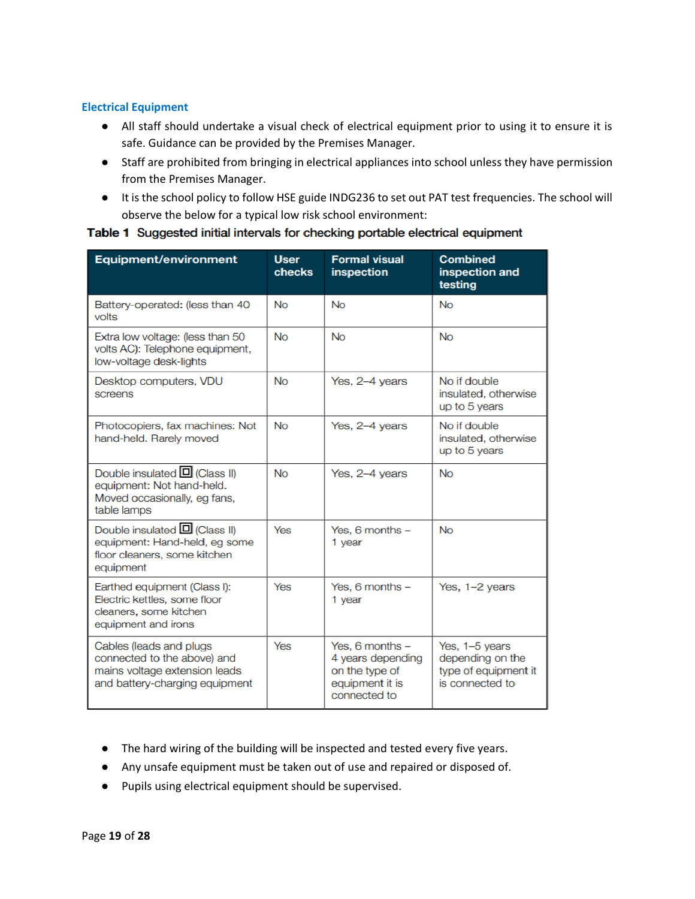### Electrical Equipment

- All staff should undertake a visual check of electrical equipment prior to using it to ensure it is safe. Guidance can be provided by the Premises Manager.
- Staff are prohibited from bringing in electrical appliances into school unless they have permission from the Premises Manager.
- It is the school policy to follow HSE guide INDG236 to set out PAT test frequencies. The school will observe the below for a typical low risk school environment:

**Table 1 Suggested initial intervals for checking portable electrical equipment**

| Equipment/environment | User checks | Formal visual inspection | Combined inspection and testing |
|---|---|---|---|
| Battery-operated: (less than 40 volts | No | No | No |
| Extra low voltage: (less than 50 volts AC): Telephone equipment, low-voltage desk-lights | No | No | No |
| Desktop computers, VDU screens | No | Yes, 2–4 years | No if double insulated, otherwise up to 5 years |
| Photocopiers, fax machines: Not hand-held. Rarely moved | No | Yes, 2–4 years | No if double insulated, otherwise up to 5 years |
| Double insulated ▣ (Class II) equipment: Not hand-held. Moved occasionally, eg fans, table lamps | No | Yes, 2–4 years | No |
| Double insulated ▣ (Class II) equipment: Hand-held, eg some floor cleaners, some kitchen equipment | Yes | Yes, 6 months – 1 year | No |
| Earthed equipment (Class I): Electric kettles, some floor cleaners, some kitchen equipment and irons | Yes | Yes, 6 months – 1 year | Yes, 1–2 years |
| Cables (leads and plugs connected to the above) and mains voltage extension leads and battery-charging equipment | Yes | Yes, 6 months – 4 years depending on the type of equipment it is connected to | Yes, 1–5 years depending on the type of equipment it is connected to |

- The hard wiring of the building will be inspected and tested every five years.
- Any unsafe equipment must be taken out of use and repaired or disposed of.
- Pupils using electrical equipment should be supervised.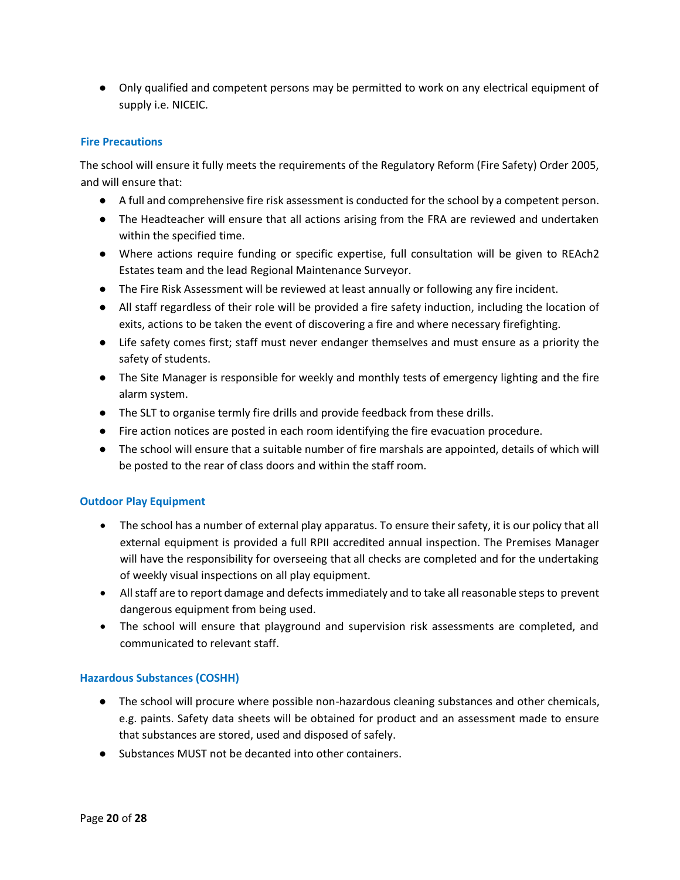- Only qualified and competent persons may be permitted to work on any electrical equipment of supply i.e. NICEIC.

### Fire Precautions

The school will ensure it fully meets the requirements of the Regulatory Reform (Fire Safety) Order 2005, and will ensure that:

- A full and comprehensive fire risk assessment is conducted for the school by a competent person.
- The Headteacher will ensure that all actions arising from the FRA are reviewed and undertaken within the specified time.
- Where actions require funding or specific expertise, full consultation will be given to REAch2 Estates team and the lead Regional Maintenance Surveyor.
- The Fire Risk Assessment will be reviewed at least annually or following any fire incident.
- All staff regardless of their role will be provided a fire safety induction, including the location of exits, actions to be taken the event of discovering a fire and where necessary firefighting.
- Life safety comes first; staff must never endanger themselves and must ensure as a priority the safety of students.
- The Site Manager is responsible for weekly and monthly tests of emergency lighting and the fire alarm system.
- The SLT to organise termly fire drills and provide feedback from these drills.
- Fire action notices are posted in each room identifying the fire evacuation procedure.
- The school will ensure that a suitable number of fire marshals are appointed, details of which will be posted to the rear of class doors and within the staff room.

### Outdoor Play Equipment

- The school has a number of external play apparatus. To ensure their safety, it is our policy that all external equipment is provided a full RPII accredited annual inspection. The Premises Manager will have the responsibility for overseeing that all checks are completed and for the undertaking of weekly visual inspections on all play equipment.
- All staff are to report damage and defects immediately and to take all reasonable steps to prevent dangerous equipment from being used.
- The school will ensure that playground and supervision risk assessments are completed, and communicated to relevant staff.

### Hazardous Substances (COSHH)

- The school will procure where possible non-hazardous cleaning substances and other chemicals, e.g. paints. Safety data sheets will be obtained for product and an assessment made to ensure that substances are stored, used and disposed of safely.
- Substances MUST not be decanted into other containers.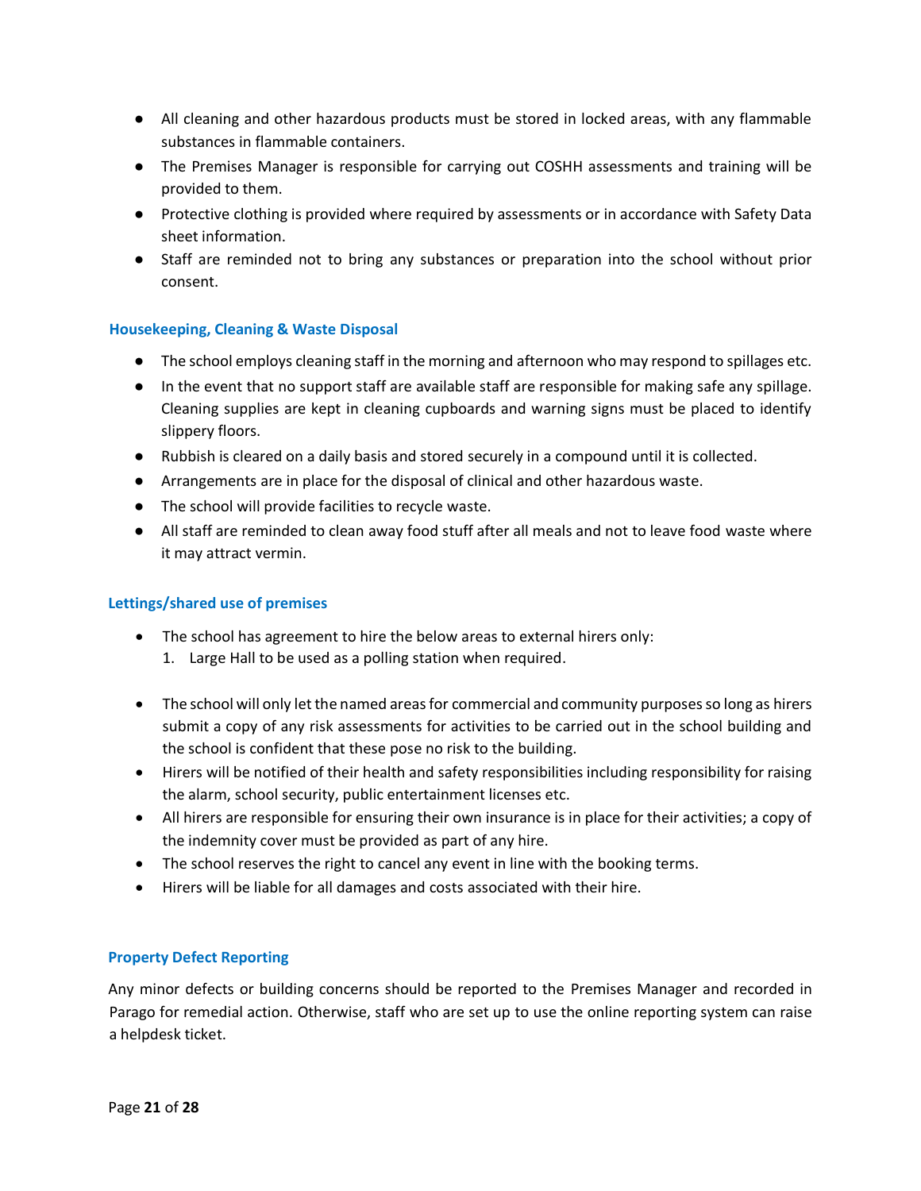- All cleaning and other hazardous products must be stored in locked areas, with any flammable substances in flammable containers.
- The Premises Manager is responsible for carrying out COSHH assessments and training will be provided to them.
- Protective clothing is provided where required by assessments or in accordance with Safety Data sheet information.
- Staff are reminded not to bring any substances or preparation into the school without prior consent.

### Housekeeping, Cleaning & Waste Disposal

- The school employs cleaning staff in the morning and afternoon who may respond to spillages etc.
- In the event that no support staff are available staff are responsible for making safe any spillage. Cleaning supplies are kept in cleaning cupboards and warning signs must be placed to identify slippery floors.
- Rubbish is cleared on a daily basis and stored securely in a compound until it is collected.
- Arrangements are in place for the disposal of clinical and other hazardous waste.
- The school will provide facilities to recycle waste.
- All staff are reminded to clean away food stuff after all meals and not to leave food waste where it may attract vermin.

### Lettings/shared use of premises

- The school has agreement to hire the below areas to external hirers only:
  1. Large Hall to be used as a polling station when required.

- The school will only let the named areas for commercial and community purposes so long as hirers submit a copy of any risk assessments for activities to be carried out in the school building and the school is confident that these pose no risk to the building.
- Hirers will be notified of their health and safety responsibilities including responsibility for raising the alarm, school security, public entertainment licenses etc.
- All hirers are responsible for ensuring their own insurance is in place for their activities; a copy of the indemnity cover must be provided as part of any hire.
- The school reserves the right to cancel any event in line with the booking terms.
- Hirers will be liable for all damages and costs associated with their hire.

### Property Defect Reporting

Any minor defects or building concerns should be reported to the Premises Manager and recorded in Parago for remedial action. Otherwise, staff who are set up to use the online reporting system can raise a helpdesk ticket.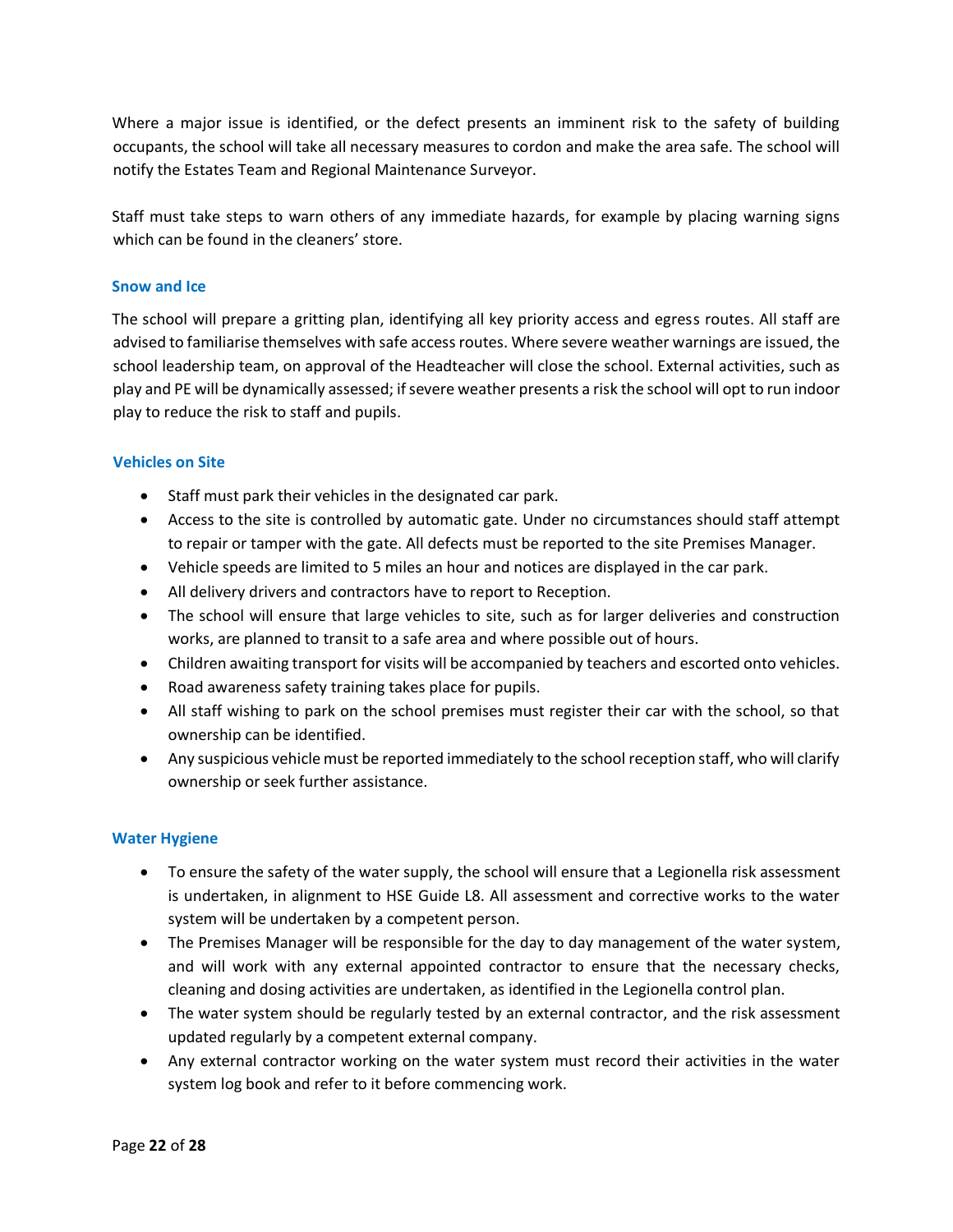Where a major issue is identified, or the defect presents an imminent risk to the safety of building occupants, the school will take all necessary measures to cordon and make the area safe. The school will notify the Estates Team and Regional Maintenance Surveyor.

Staff must take steps to warn others of any immediate hazards, for example by placing warning signs which can be found in the cleaners' store.

### Snow and Ice

The school will prepare a gritting plan, identifying all key priority access and egress routes. All staff are advised to familiarise themselves with safe access routes. Where severe weather warnings are issued, the school leadership team, on approval of the Headteacher will close the school. External activities, such as play and PE will be dynamically assessed; if severe weather presents a risk the school will opt to run indoor play to reduce the risk to staff and pupils.

### Vehicles on Site

- Staff must park their vehicles in the designated car park.
- Access to the site is controlled by automatic gate. Under no circumstances should staff attempt to repair or tamper with the gate. All defects must be reported to the site Premises Manager.
- Vehicle speeds are limited to 5 miles an hour and notices are displayed in the car park.
- All delivery drivers and contractors have to report to Reception.
- The school will ensure that large vehicles to site, such as for larger deliveries and construction works, are planned to transit to a safe area and where possible out of hours.
- Children awaiting transport for visits will be accompanied by teachers and escorted onto vehicles.
- Road awareness safety training takes place for pupils.
- All staff wishing to park on the school premises must register their car with the school, so that ownership can be identified.
- Any suspicious vehicle must be reported immediately to the school reception staff, who will clarify ownership or seek further assistance.

### Water Hygiene

- To ensure the safety of the water supply, the school will ensure that a Legionella risk assessment is undertaken, in alignment to HSE Guide L8. All assessment and corrective works to the water system will be undertaken by a competent person.
- The Premises Manager will be responsible for the day to day management of the water system, and will work with any external appointed contractor to ensure that the necessary checks, cleaning and dosing activities are undertaken, as identified in the Legionella control plan.
- The water system should be regularly tested by an external contractor, and the risk assessment updated regularly by a competent external company.
- Any external contractor working on the water system must record their activities in the water system log book and refer to it before commencing work.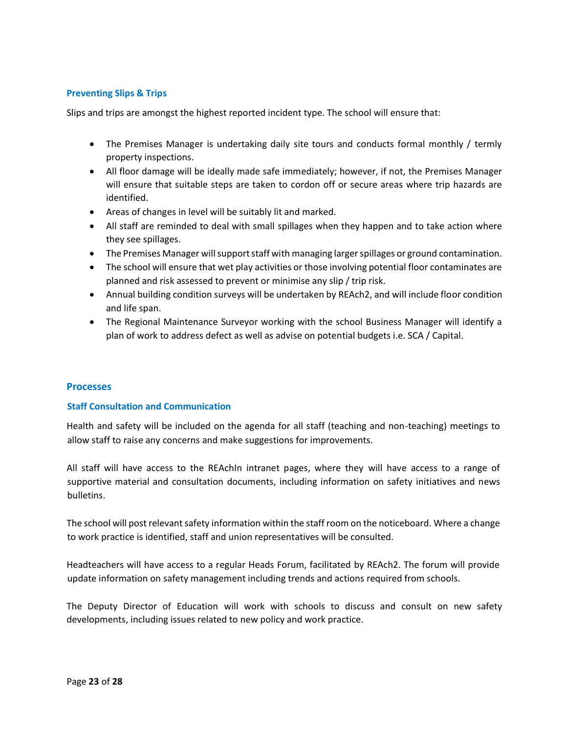### Preventing Slips & Trips

Slips and trips are amongst the highest reported incident type. The school will ensure that:

- The Premises Manager is undertaking daily site tours and conducts formal monthly / termly property inspections.
- All floor damage will be ideally made safe immediately; however, if not, the Premises Manager will ensure that suitable steps are taken to cordon off or secure areas where trip hazards are identified.
- Areas of changes in level will be suitably lit and marked.
- All staff are reminded to deal with small spillages when they happen and to take action where they see spillages.
- The Premises Manager will support staff with managing larger spillages or ground contamination.
- The school will ensure that wet play activities or those involving potential floor contaminates are planned and risk assessed to prevent or minimise any slip / trip risk.
- Annual building condition surveys will be undertaken by REAch2, and will include floor condition and life span.
- The Regional Maintenance Surveyor working with the school Business Manager will identify a plan of work to address defect as well as advise on potential budgets i.e. SCA / Capital.

## Processes

### Staff Consultation and Communication

Health and safety will be included on the agenda for all staff (teaching and non-teaching) meetings to allow staff to raise any concerns and make suggestions for improvements.

All staff will have access to the REAchIn intranet pages, where they will have access to a range of supportive material and consultation documents, including information on safety initiatives and news bulletins.

The school will post relevant safety information within the staff room on the noticeboard. Where a change to work practice is identified, staff and union representatives will be consulted.

Headteachers will have access to a regular Heads Forum, facilitated by REAch2. The forum will provide update information on safety management including trends and actions required from schools.

The Deputy Director of Education will work with schools to discuss and consult on new safety developments, including issues related to new policy and work practice.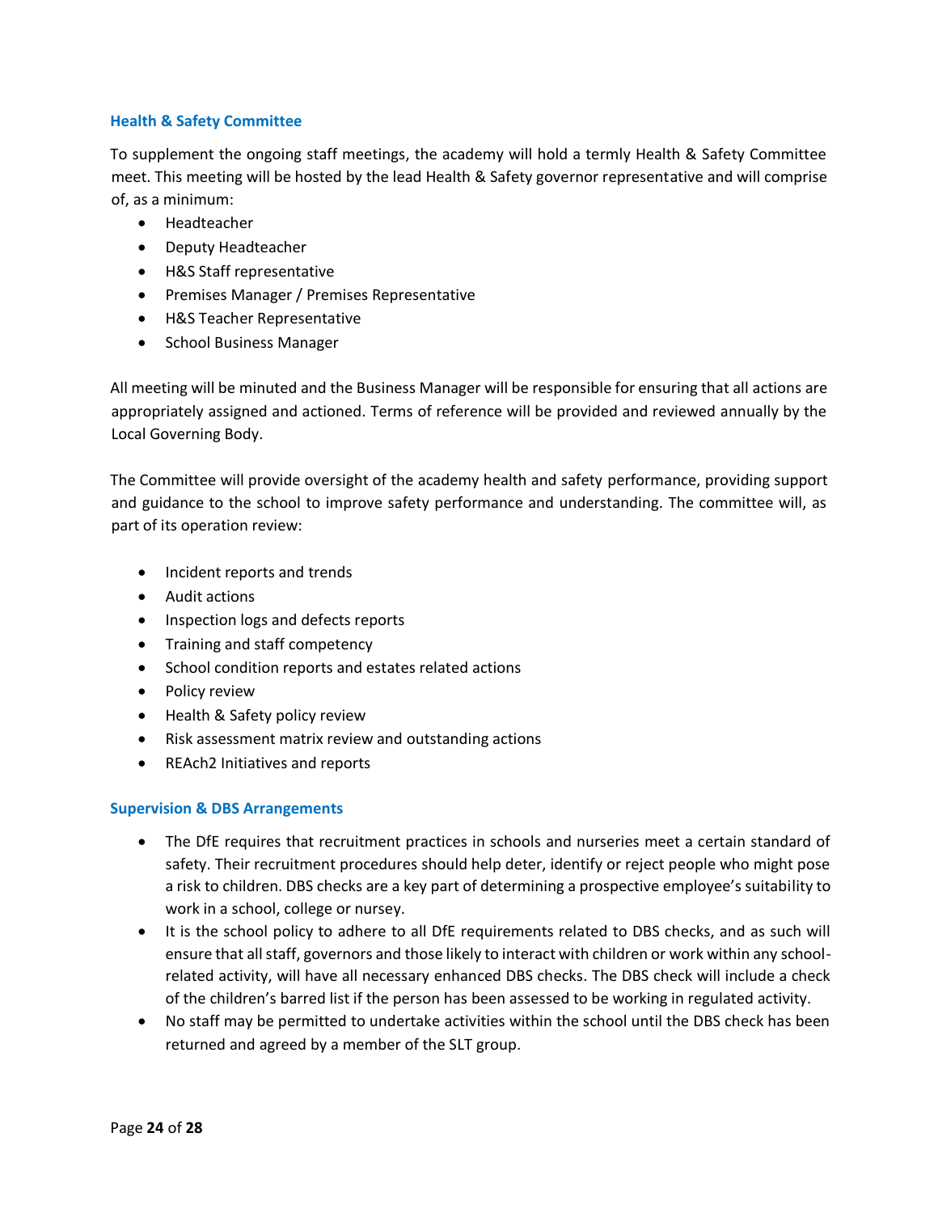### Health & Safety Committee

To supplement the ongoing staff meetings, the academy will hold a termly Health & Safety Committee meet. This meeting will be hosted by the lead Health & Safety governor representative and will comprise of, as a minimum:

- Headteacher
- Deputy Headteacher
- H&S Staff representative
- Premises Manager / Premises Representative
- H&S Teacher Representative
- School Business Manager

All meeting will be minuted and the Business Manager will be responsible for ensuring that all actions are appropriately assigned and actioned. Terms of reference will be provided and reviewed annually by the Local Governing Body.

The Committee will provide oversight of the academy health and safety performance, providing support and guidance to the school to improve safety performance and understanding. The committee will, as part of its operation review:

- Incident reports and trends
- Audit actions
- Inspection logs and defects reports
- Training and staff competency
- School condition reports and estates related actions
- Policy review
- Health & Safety policy review
- Risk assessment matrix review and outstanding actions
- REAch2 Initiatives and reports

### Supervision & DBS Arrangements

- The DfE requires that recruitment practices in schools and nurseries meet a certain standard of safety. Their recruitment procedures should help deter, identify or reject people who might pose a risk to children. DBS checks are a key part of determining a prospective employee's suitability to work in a school, college or nursey.
- It is the school policy to adhere to all DfE requirements related to DBS checks, and as such will ensure that all staff, governors and those likely to interact with children or work within any school-related activity, will have all necessary enhanced DBS checks. The DBS check will include a check of the children's barred list if the person has been assessed to be working in regulated activity.
- No staff may be permitted to undertake activities within the school until the DBS check has been returned and agreed by a member of the SLT group.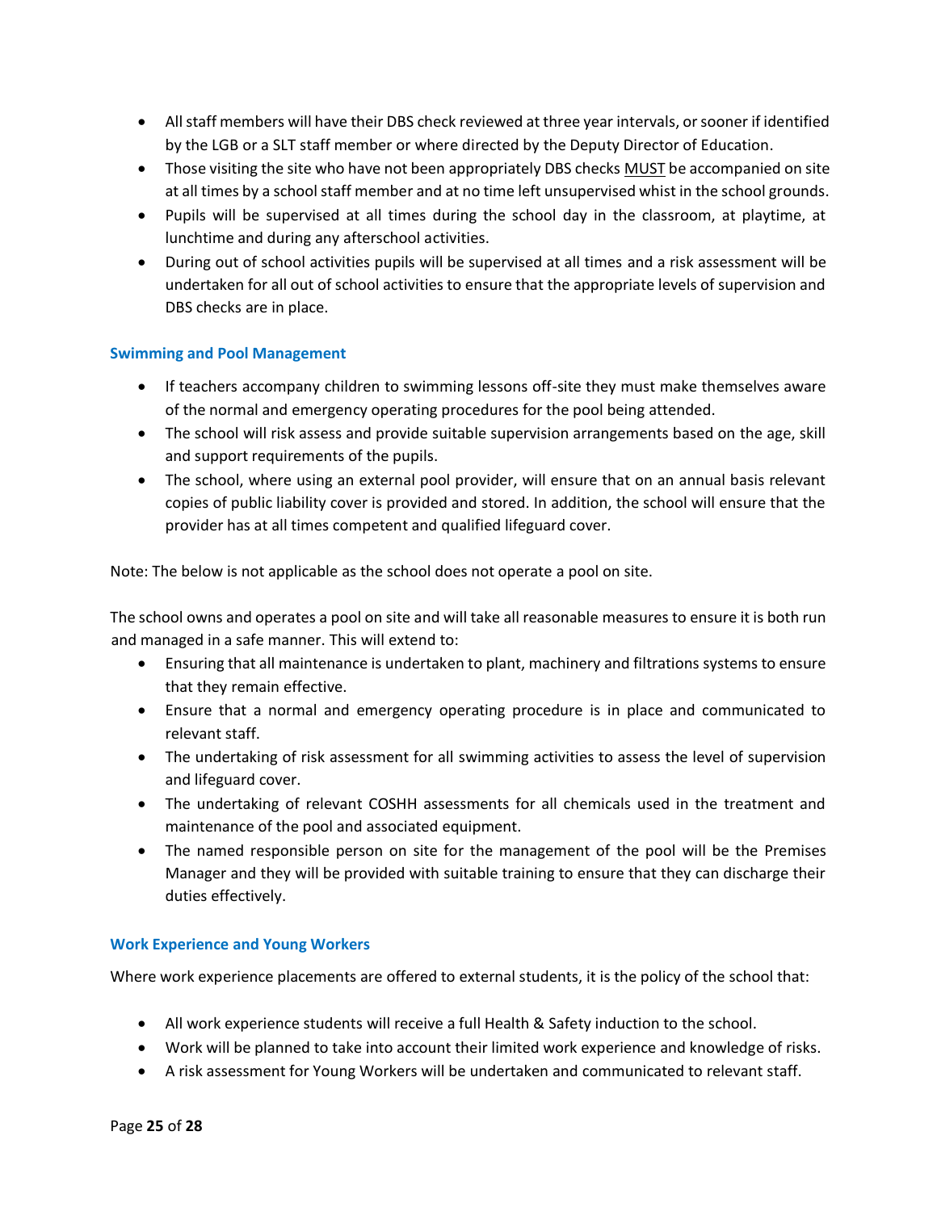- All staff members will have their DBS check reviewed at three year intervals, or sooner if identified by the LGB or a SLT staff member or where directed by the Deputy Director of Education.
- Those visiting the site who have not been appropriately DBS checks MUST be accompanied on site at all times by a school staff member and at no time left unsupervised whist in the school grounds.
- Pupils will be supervised at all times during the school day in the classroom, at playtime, at lunchtime and during any afterschool activities.
- During out of school activities pupils will be supervised at all times and a risk assessment will be undertaken for all out of school activities to ensure that the appropriate levels of supervision and DBS checks are in place.

### Swimming and Pool Management

- If teachers accompany children to swimming lessons off-site they must make themselves aware of the normal and emergency operating procedures for the pool being attended.
- The school will risk assess and provide suitable supervision arrangements based on the age, skill and support requirements of the pupils.
- The school, where using an external pool provider, will ensure that on an annual basis relevant copies of public liability cover is provided and stored. In addition, the school will ensure that the provider has at all times competent and qualified lifeguard cover.

Note: The below is not applicable as the school does not operate a pool on site.

The school owns and operates a pool on site and will take all reasonable measures to ensure it is both run and managed in a safe manner. This will extend to:

- Ensuring that all maintenance is undertaken to plant, machinery and filtrations systems to ensure that they remain effective.
- Ensure that a normal and emergency operating procedure is in place and communicated to relevant staff.
- The undertaking of risk assessment for all swimming activities to assess the level of supervision and lifeguard cover.
- The undertaking of relevant COSHH assessments for all chemicals used in the treatment and maintenance of the pool and associated equipment.
- The named responsible person on site for the management of the pool will be the Premises Manager and they will be provided with suitable training to ensure that they can discharge their duties effectively.

### Work Experience and Young Workers

Where work experience placements are offered to external students, it is the policy of the school that:

- All work experience students will receive a full Health & Safety induction to the school.
- Work will be planned to take into account their limited work experience and knowledge of risks.
- A risk assessment for Young Workers will be undertaken and communicated to relevant staff.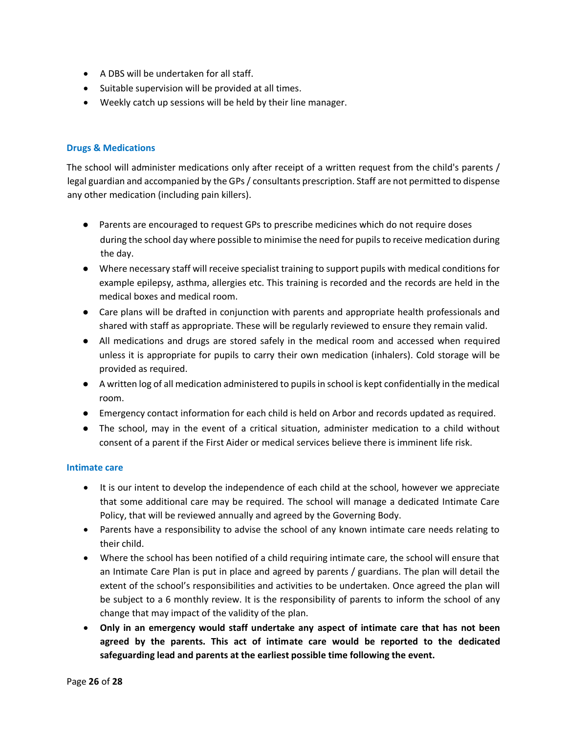- A DBS will be undertaken for all staff.
- Suitable supervision will be provided at all times.
- Weekly catch up sessions will be held by their line manager.

### Drugs & Medications

The school will administer medications only after receipt of a written request from the child's parents / legal guardian and accompanied by the GPs / consultants prescription. Staff are not permitted to dispense any other medication (including pain killers).

- Parents are encouraged to request GPs to prescribe medicines which do not require doses during the school day where possible to minimise the need for pupils to receive medication during the day.
- Where necessary staff will receive specialist training to support pupils with medical conditions for example epilepsy, asthma, allergies etc. This training is recorded and the records are held in the medical boxes and medical room.
- Care plans will be drafted in conjunction with parents and appropriate health professionals and shared with staff as appropriate. These will be regularly reviewed to ensure they remain valid.
- All medications and drugs are stored safely in the medical room and accessed when required unless it is appropriate for pupils to carry their own medication (inhalers). Cold storage will be provided as required.
- A written log of all medication administered to pupils in school is kept confidentially in the medical room.
- Emergency contact information for each child is held on Arbor and records updated as required.
- The school, may in the event of a critical situation, administer medication to a child without consent of a parent if the First Aider or medical services believe there is imminent life risk.

### Intimate care

- It is our intent to develop the independence of each child at the school, however we appreciate that some additional care may be required. The school will manage a dedicated Intimate Care Policy, that will be reviewed annually and agreed by the Governing Body.
- Parents have a responsibility to advise the school of any known intimate care needs relating to their child.
- Where the school has been notified of a child requiring intimate care, the school will ensure that an Intimate Care Plan is put in place and agreed by parents / guardians. The plan will detail the extent of the school's responsibilities and activities to be undertaken. Once agreed the plan will be subject to a 6 monthly review. It is the responsibility of parents to inform the school of any change that may impact of the validity of the plan.
- **Only in an emergency would staff undertake any aspect of intimate care that has not been agreed by the parents. This act of intimate care would be reported to the dedicated safeguarding lead and parents at the earliest possible time following the event.**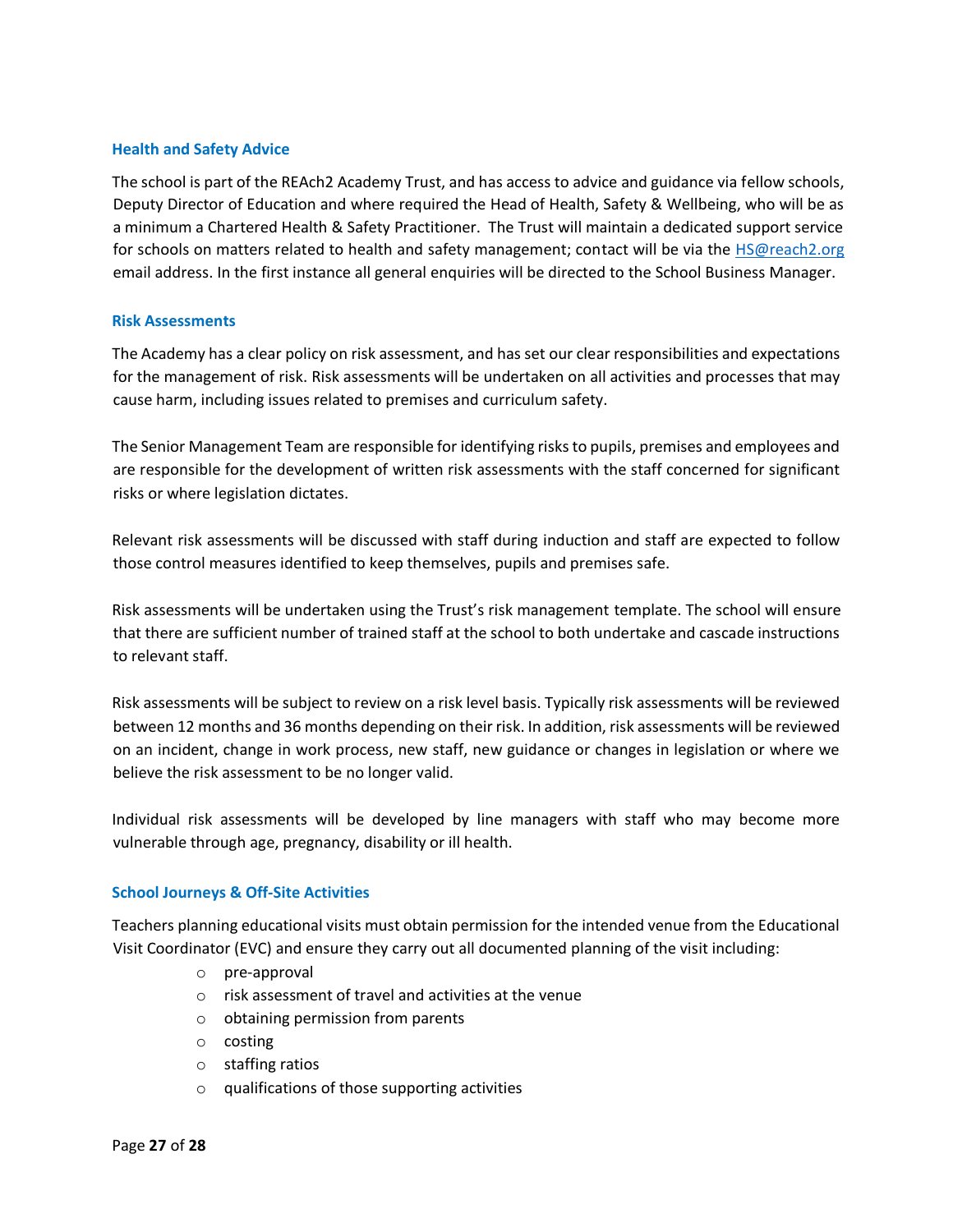### Health and Safety Advice

The school is part of the REAch2 Academy Trust, and has access to advice and guidance via fellow schools, Deputy Director of Education and where required the Head of Health, Safety & Wellbeing, who will be as a minimum a Chartered Health & Safety Practitioner. The Trust will maintain a dedicated support service for schools on matters related to health and safety management; contact will be via the HS@reach2.org email address. In the first instance all general enquiries will be directed to the School Business Manager.

### Risk Assessments

The Academy has a clear policy on risk assessment, and has set our clear responsibilities and expectations for the management of risk. Risk assessments will be undertaken on all activities and processes that may cause harm, including issues related to premises and curriculum safety.

The Senior Management Team are responsible for identifying risks to pupils, premises and employees and are responsible for the development of written risk assessments with the staff concerned for significant risks or where legislation dictates.

Relevant risk assessments will be discussed with staff during induction and staff are expected to follow those control measures identified to keep themselves, pupils and premises safe.

Risk assessments will be undertaken using the Trust's risk management template. The school will ensure that there are sufficient number of trained staff at the school to both undertake and cascade instructions to relevant staff.

Risk assessments will be subject to review on a risk level basis. Typically risk assessments will be reviewed between 12 months and 36 months depending on their risk. In addition, risk assessments will be reviewed on an incident, change in work process, new staff, new guidance or changes in legislation or where we believe the risk assessment to be no longer valid.

Individual risk assessments will be developed by line managers with staff who may become more vulnerable through age, pregnancy, disability or ill health.

### School Journeys & Off-Site Activities

Teachers planning educational visits must obtain permission for the intended venue from the Educational Visit Coordinator (EVC) and ensure they carry out all documented planning of the visit including:

- pre-approval
- risk assessment of travel and activities at the venue
- obtaining permission from parents
- costing
- staffing ratios
- qualifications of those supporting activities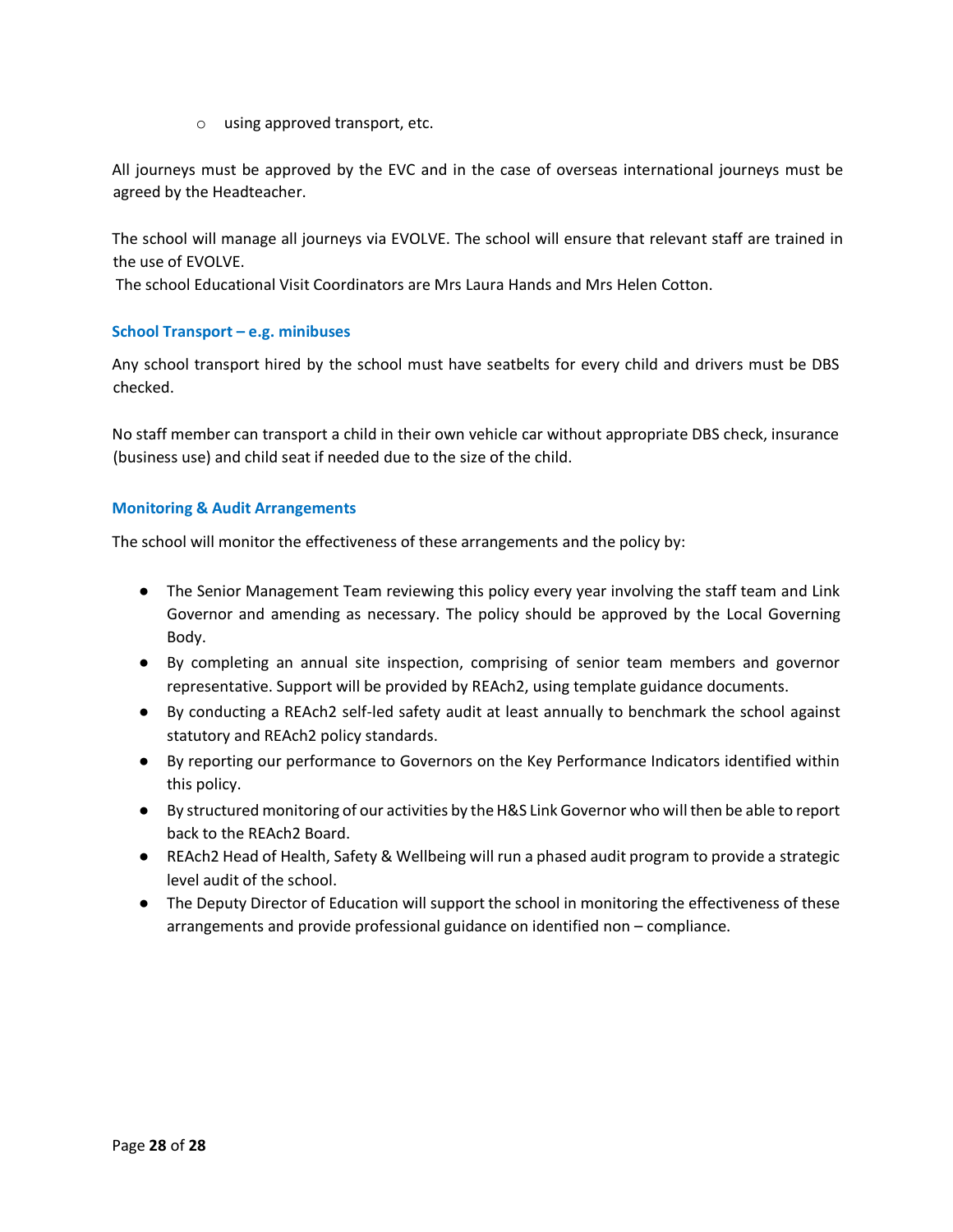- using approved transport, etc.

All journeys must be approved by the EVC and in the case of overseas international journeys must be agreed by the Headteacher.

The school will manage all journeys via EVOLVE. The school will ensure that relevant staff are trained in the use of EVOLVE.

The school Educational Visit Coordinators are Mrs Laura Hands and Mrs Helen Cotton.

### School Transport – e.g. minibuses

Any school transport hired by the school must have seatbelts for every child and drivers must be DBS checked.

No staff member can transport a child in their own vehicle car without appropriate DBS check, insurance (business use) and child seat if needed due to the size of the child.

### Monitoring & Audit Arrangements

The school will monitor the effectiveness of these arrangements and the policy by:

- The Senior Management Team reviewing this policy every year involving the staff team and Link Governor and amending as necessary. The policy should be approved by the Local Governing Body.
- By completing an annual site inspection, comprising of senior team members and governor representative. Support will be provided by REAch2, using template guidance documents.
- By conducting a REAch2 self-led safety audit at least annually to benchmark the school against statutory and REAch2 policy standards.
- By reporting our performance to Governors on the Key Performance Indicators identified within this policy.
- By structured monitoring of our activities by the H&S Link Governor who will then be able to report back to the REAch2 Board.
- REAch2 Head of Health, Safety & Wellbeing will run a phased audit program to provide a strategic level audit of the school.
- The Deputy Director of Education will support the school in monitoring the effectiveness of these arrangements and provide professional guidance on identified non – compliance.